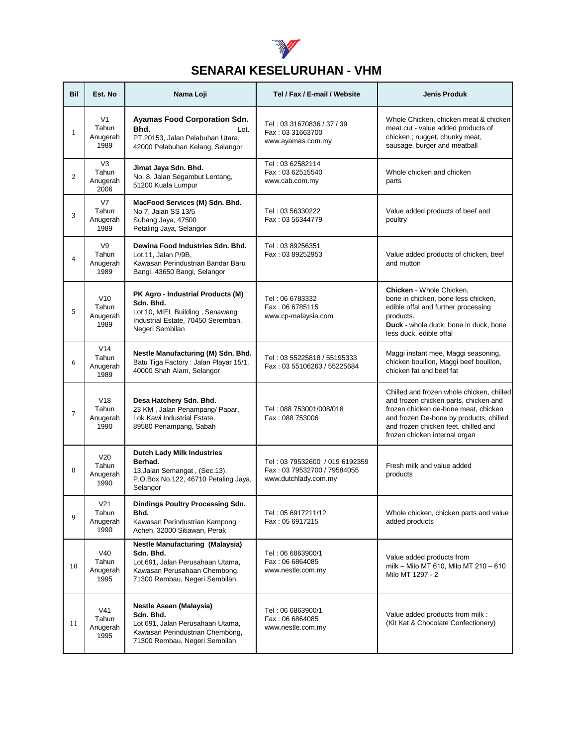# SENARAI KESELURUHAN - VHM

| Bil | Est. No | Nama Loji | Tel / Fax / E-mail / Website | Jenis Produk |
|---|---|---|---|---|
| 1 | V1 Tahun Anugerah 1989 | **Ayamas Food Corporation Sdn. Bhd.** Lot. PT.20153, Jalan Pelabuhan Utara, 42000 Pelabuhan Kelang, Selangor | Tel : 03 31670836 / 37 / 39<br>Fax : 03 31663700<br>www.ayamas.com.my | Whole Chicken, chicken meat & chicken meat cut - value added products of chicken ; nugget, chunky meat, sausage, burger and meatball |
| 2 | V3 Tahun Anugerah 2006 | **Jimat Jaya Sdn. Bhd.** No. 8, Jalan Segambut Lentang, 51200 Kuala Lumpur | Tel : 03 62582114<br>Fax : 03 62515540<br>www.cab.com.my | Whole chicken and chicken parts |
| 3 | V7 Tahun Anugerah 1989 | **MacFood Services (M) Sdn. Bhd.** No 7, Jalan SS 13/5 Subang Jaya, 47500 Petaling Jaya, Selangor | Tel : 03 56330222<br>Fax : 03 56344779 | Value added products of beef and poultry |
| 4 | V9 Tahun Anugerah 1989 | **Dewina Food Industries Sdn. Bhd.** Lot.11, Jalan P/9B, Kawasan Perindustrian Bandar Baru Bangi, 43650 Bangi, Selangor | Tel : 03 89256351<br>Fax : 03 89252953 | Value added products of chicken, beef and mutton |
| 5 | V10 Tahun Anugerah 1989 | **PK Agro - Industrial Products (M) Sdn. Bhd.** Lot 10, MIEL Building , Senawang Industrial Estate, 70450 Seremban, Negeri Sembilan | Tel : 06 6783332<br>Fax : 06 6785115<br>www.cp-malaysia.com | **Chicken** - Whole Chicken, bone in chicken, bone less chicken, edible offal and further processing products.<br>**Duck** - whole duck, bone in duck, bone less duck, edible offal |
| 6 | V14 Tahun Anugerah 1989 | **Nestle Manufacturing (M) Sdn. Bhd.** Batu Tiga Factory : Jalan Playar 15/1, 40000 Shah Alam, Selangor | Tel : 03 55225818 / 55195333<br>Fax : 03 55106263 / 55225684 | Maggi instant mee, Maggi seasoning, chicken bouillon, Maggi beef bouillon, chicken fat and beef fat |
| 7 | V18 Tahun Anugerah 1990 | **Desa Hatchery Sdn. Bhd.** 23 KM , Jalan Penampang/ Papar, Lok Kawi Industrial Estate, 89580 Penampang, Sabah | Tel : 088 753001/008/018<br>Fax : 088 753006 | Chilled and frozen whole chicken, chilled and frozen chicken parts, chicken and frozen chicken de-bone meat, chicken and frozen De-bone by products, chilled and frozen chicken feet, chilled and frozen chicken internal organ |
| 8 | V20 Tahun Anugerah 1990 | **Dutch Lady Milk Industries Berhad.** 13,Jalan Semangat , (Sec.13), P.O.Box No.122, 46710 Petaling Jaya, Selangor | Tel : 03 79532600 / 019 6192359<br>Fax : 03 79532700 / 79584055<br>www.dutchlady.com.my | Fresh milk and value added products |
| 9 | V21 Tahun Anugerah 1990 | **Dindings Poultry Processing Sdn. Bhd.** Kawasan Perindustrian Kampong Acheh, 32000 Sitiawan, Perak | Tel : 05 6917211/12<br>Fax : 05 6917215 | Whole chicken, chicken parts and value added products |
| 10 | V40 Tahun Anugerah 1995 | **Nestle Manufacturing (Malaysia) Sdn. Bhd.** Lot.691, Jalan Perusahaan Utama, Kawasan Perusahaan Chembong, 71300 Rembau, Negeri Sembilan. | Tel : 06 6863900/1<br>Fax : 06 6864085<br>www.nestle.com.my | Value added products from milk – Milo MT 610, Milo MT 210 – 610 Milo MT 1297 - 2 |
| 11 | V41 Tahun Anugerah 1995 | **Nestle Asean (Malaysia) Sdn. Bhd.** Lot 691, Jalan Perusahaan Utama, Kawasan Perindustrian Chembong, 71300 Rembau, Negeri Sembilan | Tel : 06 6863900/1<br>Fax : 06 6864085<br>www.nestle.com.my | Value added products from milk : (Kit Kat & Chocolate Confectionery) |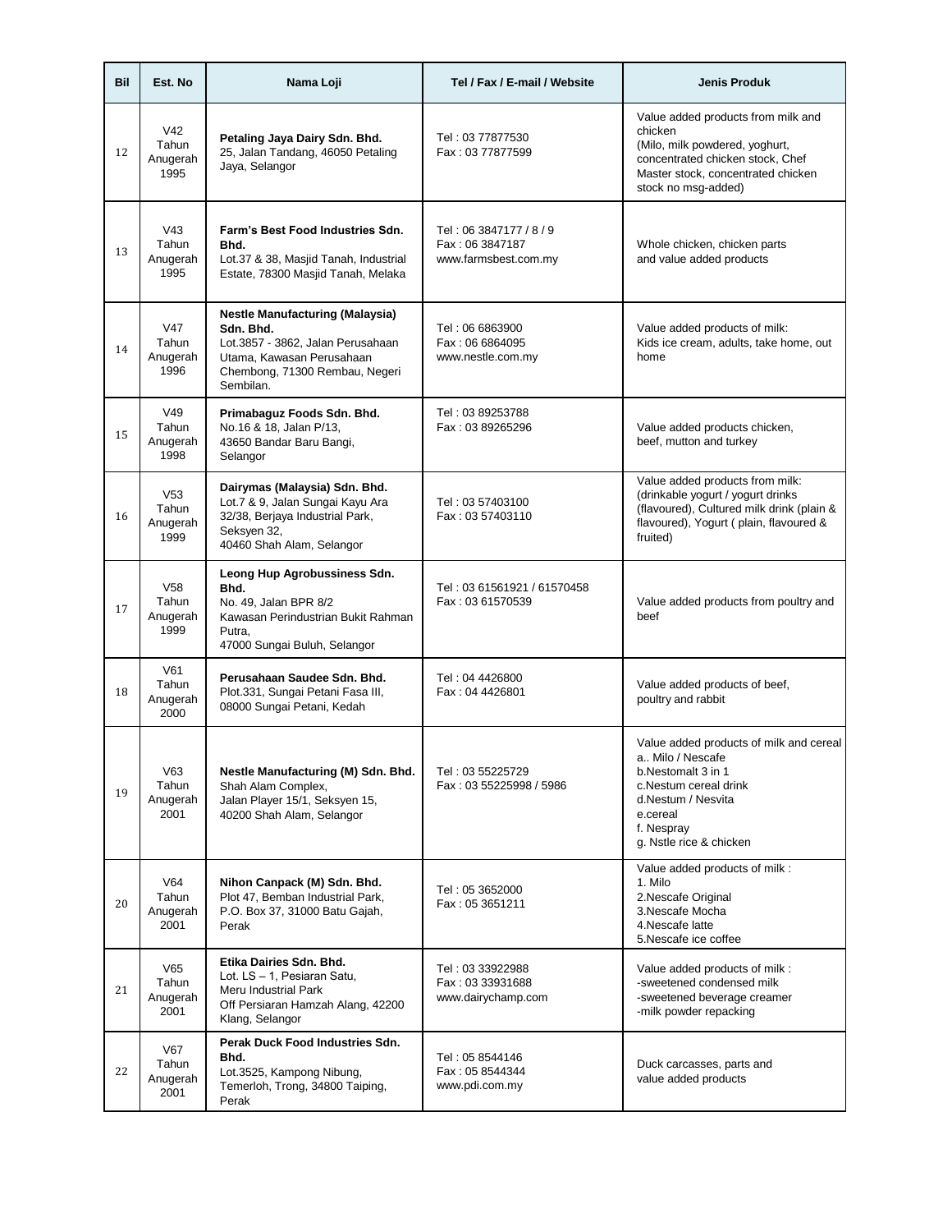| Bil | Est. No | Nama Loji | Tel / Fax / E-mail / Website | Jenis Produk |
|---|---|---|---|---|
| 12 | V42 Tahun Anugerah 1995 | **Petaling Jaya Dairy Sdn. Bhd.** 25, Jalan Tandang, 46050 Petaling Jaya, Selangor | Tel : 03 77877530 Fax : 03 77877599 | Value added products from milk and chicken (Milo, milk powdered, yoghurt, concentrated chicken stock, Chef Master stock, concentrated chicken stock no msg-added) |
| 13 | V43 Tahun Anugerah 1995 | **Farm's Best Food Industries Sdn. Bhd.** Lot.37 & 38, Masjid Tanah, Industrial Estate, 78300 Masjid Tanah, Melaka | Tel : 06 3847177 / 8 / 9 Fax : 06 3847187 www.farmsbest.com.my | Whole chicken, chicken parts and value added products |
| 14 | V47 Tahun Anugerah 1996 | **Nestle Manufacturing (Malaysia) Sdn. Bhd.** Lot.3857 - 3862, Jalan Perusahaan Utama, Kawasan Perusahaan Chembong, 71300 Rembau, Negeri Sembilan. | Tel : 06 6863900 Fax : 06 6864095 www.nestle.com.my | Value added products of milk: Kids ice cream, adults, take home, out home |
| 15 | V49 Tahun Anugerah 1998 | **Primabaguz Foods Sdn. Bhd.** No.16 & 18, Jalan P/13, 43650 Bandar Baru Bangi, Selangor | Tel : 03 89253788 Fax : 03 89265296 | Value added products chicken, beef, mutton and turkey |
| 16 | V53 Tahun Anugerah 1999 | **Dairymas (Malaysia) Sdn. Bhd.** Lot.7 & 9, Jalan Sungai Kayu Ara 32/38, Berjaya Industrial Park, Seksyen 32, 40460 Shah Alam, Selangor | Tel : 03 57403100 Fax : 03 57403110 | Value added products from milk: (drinkable yogurt / yogurt drinks (flavoured), Cultured milk drink (plain & flavoured), Yogurt ( plain, flavoured & fruited) |
| 17 | V58 Tahun Anugerah 1999 | **Leong Hup Agrobussiness Sdn. Bhd.** No. 49, Jalan BPR 8/2 Kawasan Perindustrian Bukit Rahman Putra, 47000 Sungai Buluh, Selangor | Tel : 03 61561921 / 61570458 Fax : 03 61570539 | Value added products from poultry and beef |
| 18 | V61 Tahun Anugerah 2000 | **Perusahaan Saudee Sdn. Bhd.** Plot.331, Sungai Petani Fasa III, 08000 Sungai Petani, Kedah | Tel : 04 4426800 Fax : 04 4426801 | Value added products of beef, poultry and rabbit |
| 19 | V63 Tahun Anugerah 2001 | **Nestle Manufacturing (M) Sdn. Bhd.** Shah Alam Complex, Jalan Player 15/1, Seksyen 15, 40200 Shah Alam, Selangor | Tel : 03 55225729 Fax : 03 55225998 / 5986 | Value added products of milk and cereal a.. Milo / Nescafe b.Nestomalt 3 in 1 c.Nestum cereal drink d.Nestum / Nesvita e.cereal f. Nespray g. Nstle rice & chicken |
| 20 | V64 Tahun Anugerah 2001 | **Nihon Canpack (M) Sdn. Bhd.** Plot 47, Bemban Industrial Park, P.O. Box 37, 31000 Batu Gajah, Perak | Tel : 05 3652000 Fax : 05 3651211 | Value added products of milk : 1. Milo 2.Nescafe Original 3.Nescafe Mocha 4.Nescafe latte 5.Nescafe ice coffee |
| 21 | V65 Tahun Anugerah 2001 | **Etika Dairies Sdn. Bhd.** Lot. LS – 1, Pesiaran Satu, Meru Industrial Park Off Persiaran Hamzah Alang, 42200 Klang, Selangor | Tel : 03 33922988 Fax : 03 33931688 www.dairychamp.com | Value added products of milk : -sweetened condensed milk -sweetened beverage creamer -milk powder repacking |
| 22 | V67 Tahun Anugerah 2001 | **Perak Duck Food Industries Sdn. Bhd.** Lot.3525, Kampong Nibung, Temerloh, Trong, 34800 Taiping, Perak | Tel : 05 8544146 Fax : 05 8544344 www.pdi.com.my | Duck carcasses, parts and value added products |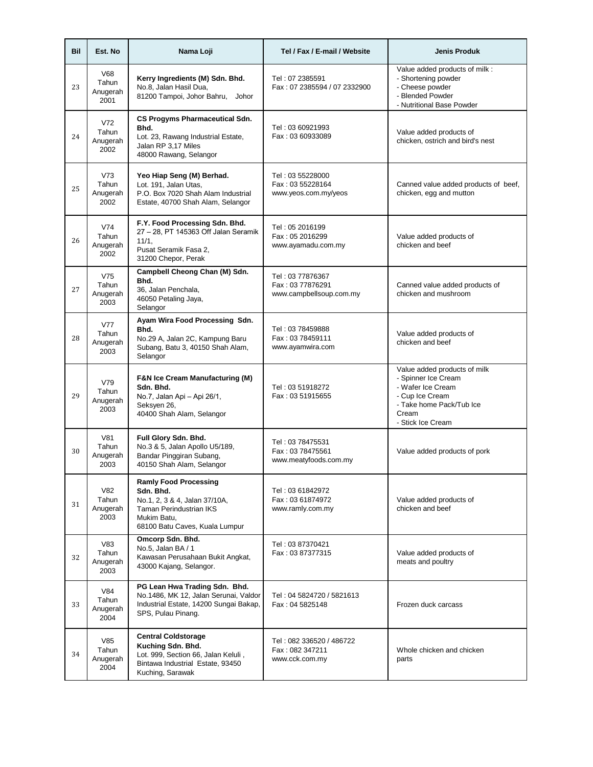| Bil | Est. No | Nama Loji | Tel / Fax / E-mail / Website | Jenis Produk |
|---|---|---|---|---|
| 23 | V68 Tahun Anugerah 2001 | **Kerry Ingredients (M) Sdn. Bhd.** No.8, Jalan Hasil Dua, 81200 Tampoi, Johor Bahru, Johor | Tel : 07 2385591 Fax : 07 2385594 / 07 2332900 | Value added products of milk : - Shortening powder - Cheese powder - Blended Powder - Nutritional Base Powder |
| 24 | V72 Tahun Anugerah 2002 | **CS Progyms Pharmaceutical Sdn. Bhd.** Lot. 23, Rawang Industrial Estate, Jalan RP 3,17 Miles 48000 Rawang, Selangor | Tel : 03 60921993 Fax : 03 60933089 | Value added products of chicken, ostrich and bird's nest |
| 25 | V73 Tahun Anugerah 2002 | **Yeo Hiap Seng (M) Berhad.** Lot. 191, Jalan Utas, P.O. Box 7020 Shah Alam Industrial Estate, 40700 Shah Alam, Selangor | Tel : 03 55228000 Fax : 03 55228164 www.yeos.com.my/yeos | Canned value added products of beef, chicken, egg and mutton |
| 26 | V74 Tahun Anugerah 2002 | **F.Y. Food Processing Sdn. Bhd.** 27 – 28, PT 145363 Off Jalan Seramik 11/1, Pusat Seramik Fasa 2, 31200 Chepor, Perak | Tel : 05 2016199 Fax : 05 2016299 www.ayamadu.com.my | Value added products of chicken and beef |
| 27 | V75 Tahun Anugerah 2003 | **Campbell Cheong Chan (M) Sdn. Bhd.** 36, Jalan Penchala, 46050 Petaling Jaya, Selangor | Tel : 03 77876367 Fax : 03 77876291 www.campbellsoup.com.my | Canned value added products of chicken and mushroom |
| 28 | V77 Tahun Anugerah 2003 | **Ayam Wira Food Processing Sdn. Bhd.** No.29 A, Jalan 2C, Kampung Baru Subang, Batu 3, 40150 Shah Alam, Selangor | Tel : 03 78459888 Fax : 03 78459111 www.ayamwira.com | Value added products of chicken and beef |
| 29 | V79 Tahun Anugerah 2003 | **F&N Ice Cream Manufacturing (M) Sdn. Bhd.** No.7, Jalan Api – Api 26/1, Seksyen 26, 40400 Shah Alam, Selangor | Tel : 03 51918272 Fax : 03 51915655 | Value added products of milk - Spinner Ice Cream - Wafer Ice Cream - Cup Ice Cream - Take home Pack/Tub Ice Cream - Stick Ice Cream |
| 30 | V81 Tahun Anugerah 2003 | **Full Glory Sdn. Bhd.** No.3 & 5, Jalan Apollo U5/189, Bandar Pinggiran Subang, 40150 Shah Alam, Selangor | Tel : 03 78475531 Fax : 03 78475561 www.meatyfoods.com.my | Value added products of pork |
| 31 | V82 Tahun Anugerah 2003 | **Ramly Food Processing Sdn. Bhd.** No.1, 2, 3 & 4, Jalan 37/10A, Taman Perindustrian IKS Mukim Batu, 68100 Batu Caves, Kuala Lumpur | Tel : 03 61842972 Fax : 03 61874972 www.ramly.com.my | Value added products of chicken and beef |
| 32 | V83 Tahun Anugerah 2003 | **Omcorp Sdn. Bhd.** No.5, Jalan BA / 1 Kawasan Perusahaan Bukit Angkat, 43000 Kajang, Selangor. | Tel : 03 87370421 Fax : 03 87377315 | Value added products of meats and poultry |
| 33 | V84 Tahun Anugerah 2004 | **PG Lean Hwa Trading Sdn. Bhd.** No.1486, MK 12, Jalan Serunai, Valdor Industrial Estate, 14200 Sungai Bakap, SPS, Pulau Pinang. | Tel : 04 5824720 / 5821613 Fax : 04 5825148 | Frozen duck carcass |
| 34 | V85 Tahun Anugerah 2004 | **Central Coldstorage Kuching Sdn. Bhd.** Lot. 999, Section 66, Jalan Keluli , Bintawa Industrial Estate, 93450 Kuching, Sarawak | Tel : 082 336520 / 486722 Fax : 082 347211 www.cck.com.my | Whole chicken and chicken parts |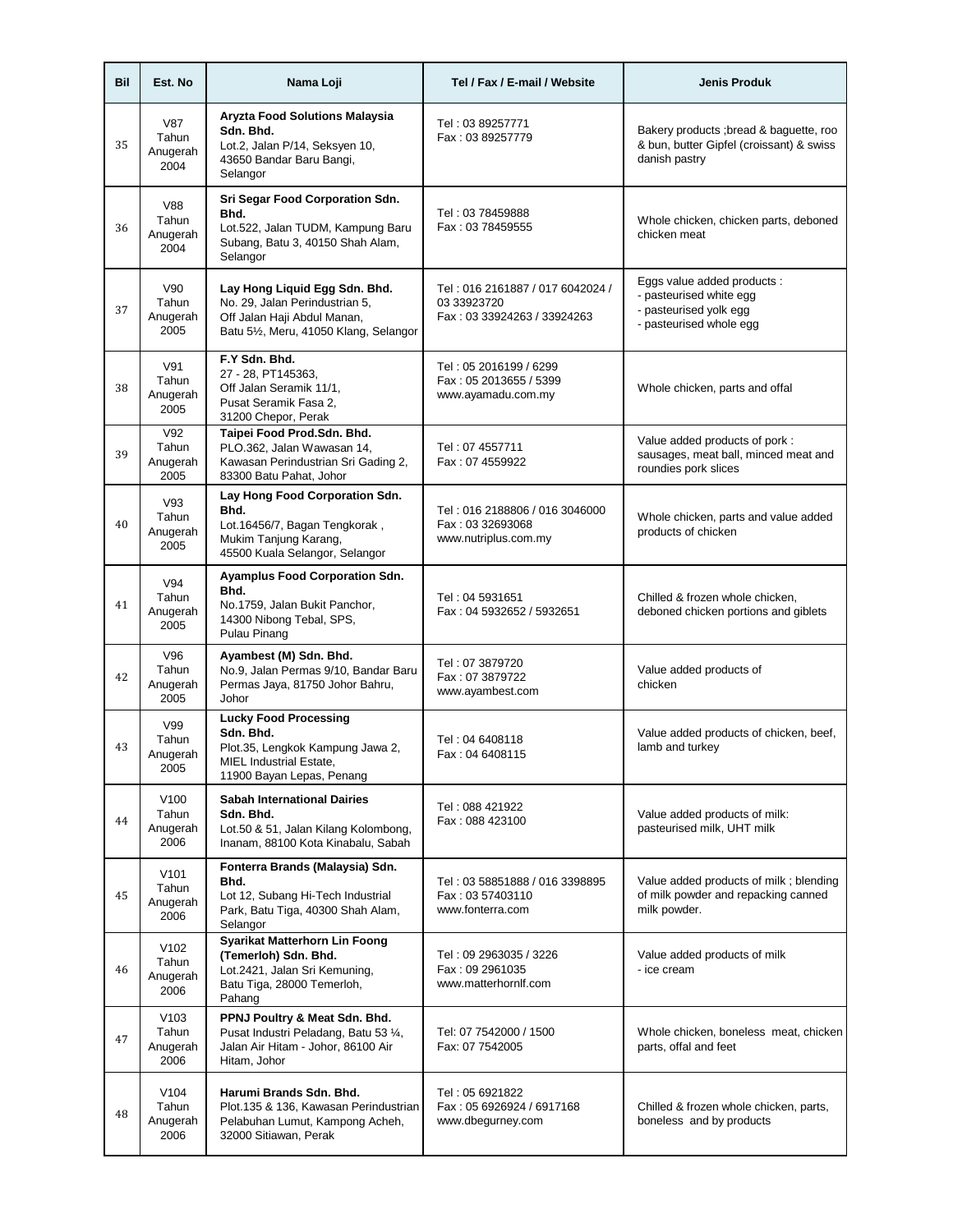| Bil | Est. No | Nama Loji | Tel / Fax / E-mail / Website | Jenis Produk |
|---|---|---|---|---|
| 35 | V87 Tahun Anugerah 2004 | **Aryzta Food Solutions Malaysia Sdn. Bhd.** Lot.2, Jalan P/14, Seksyen 10, 43650 Bandar Baru Bangi, Selangor | Tel : 03 89257771 Fax : 03 89257779 | Bakery products ;bread & baguette, roo & bun, butter Gipfel (croissant) & swiss danish pastry |
| 36 | V88 Tahun Anugerah 2004 | **Sri Segar Food Corporation Sdn. Bhd.** Lot.522, Jalan TUDM, Kampung Baru Subang, Batu 3, 40150 Shah Alam, Selangor | Tel : 03 78459888 Fax : 03 78459555 | Whole chicken, chicken parts, deboned chicken meat |
| 37 | V90 Tahun Anugerah 2005 | **Lay Hong Liquid Egg Sdn. Bhd.** No. 29, Jalan Perindustrian 5, Off Jalan Haji Abdul Manan, Batu 5½, Meru, 41050 Klang, Selangor | Tel : 016 2161887 / 017 6042024 / 03 33923720 Fax : 03 33924263 / 33924263 | Eggs value added products : - pasteurised white egg - pasteurised yolk egg - pasteurised whole egg |
| 38 | V91 Tahun Anugerah 2005 | **F.Y Sdn. Bhd.** 27 - 28, PT145363, Off Jalan Seramik 11/1, Pusat Seramik Fasa 2, 31200 Chepor, Perak | Tel : 05 2016199 / 6299 Fax : 05 2013655 / 5399 www.ayamadu.com.my | Whole chicken, parts and offal |
| 39 | V92 Tahun Anugerah 2005 | **Taipei Food Prod.Sdn. Bhd.** PLO.362, Jalan Wawasan 14, Kawasan Perindustrian Sri Gading 2, 83300 Batu Pahat, Johor | Tel : 07 4557711 Fax : 07 4559922 | Value added products of pork : sausages, meat ball, minced meat and roundies pork slices |
| 40 | V93 Tahun Anugerah 2005 | **Lay Hong Food Corporation Sdn. Bhd.** Lot.16456/7, Bagan Tengkorak , Mukim Tanjung Karang, 45500 Kuala Selangor, Selangor | Tel : 016 2188806 / 016 3046000 Fax : 03 32693068 www.nutriplus.com.my | Whole chicken, parts and value added products of chicken |
| 41 | V94 Tahun Anugerah 2005 | **Ayamplus Food Corporation Sdn. Bhd.** No.1759, Jalan Bukit Panchor, 14300 Nibong Tebal, SPS, Pulau Pinang | Tel : 04 5931651 Fax : 04 5932652 / 5932651 | Chilled & frozen whole chicken, deboned chicken portions and giblets |
| 42 | V96 Tahun Anugerah 2005 | **Ayambest (M) Sdn. Bhd.** No.9, Jalan Permas 9/10, Bandar Baru Permas Jaya, 81750 Johor Bahru, Johor | Tel : 07 3879720 Fax : 07 3879722 www.ayambest.com | Value added products of chicken |
| 43 | V99 Tahun Anugerah 2005 | **Lucky Food Processing Sdn. Bhd.** Plot.35, Lengkok Kampung Jawa 2, MIEL Industrial Estate, 11900 Bayan Lepas, Penang | Tel : 04 6408118 Fax : 04 6408115 | Value added products of chicken, beef, lamb and turkey |
| 44 | V100 Tahun Anugerah 2006 | **Sabah International Dairies Sdn. Bhd.** Lot.50 & 51, Jalan Kilang Kolombong, Inanam, 88100 Kota Kinabalu, Sabah | Tel : 088 421922 Fax : 088 423100 | Value added products of milk: pasteurised milk, UHT milk |
| 45 | V101 Tahun Anugerah 2006 | **Fonterra Brands (Malaysia) Sdn. Bhd.** Lot 12, Subang Hi-Tech Industrial Park, Batu Tiga, 40300 Shah Alam, Selangor | Tel : 03 58851888 / 016 3398895 Fax : 03 57403110 www.fonterra.com | Value added products of milk ; blending of milk powder and repacking canned milk powder. |
| 46 | V102 Tahun Anugerah 2006 | **Syarikat Matterhorn Lin Foong (Temerloh) Sdn. Bhd.** Lot.2421, Jalan Sri Kemuning, Batu Tiga, 28000 Temerloh, Pahang | Tel : 09 2963035 / 3226 Fax : 09 2961035 www.matterhornlf.com | Value added products of milk - ice cream |
| 47 | V103 Tahun Anugerah 2006 | **PPNJ Poultry & Meat Sdn. Bhd.** Pusat Industri Peladang, Batu 53 ¼, Jalan Air Hitam - Johor, 86100 Air Hitam, Johor | Tel: 07 7542000 / 1500 Fax: 07 7542005 | Whole chicken, boneless meat, chicken parts, offal and feet |
| 48 | V104 Tahun Anugerah 2006 | **Harumi Brands Sdn. Bhd.** Plot.135 & 136, Kawasan Perindustrian Pelabuhan Lumut, Kampong Acheh, 32000 Sitiawan, Perak | Tel : 05 6921822 Fax : 05 6926924 / 6917168 www.dbegurney.com | Chilled & frozen whole chicken, parts, boneless and by products |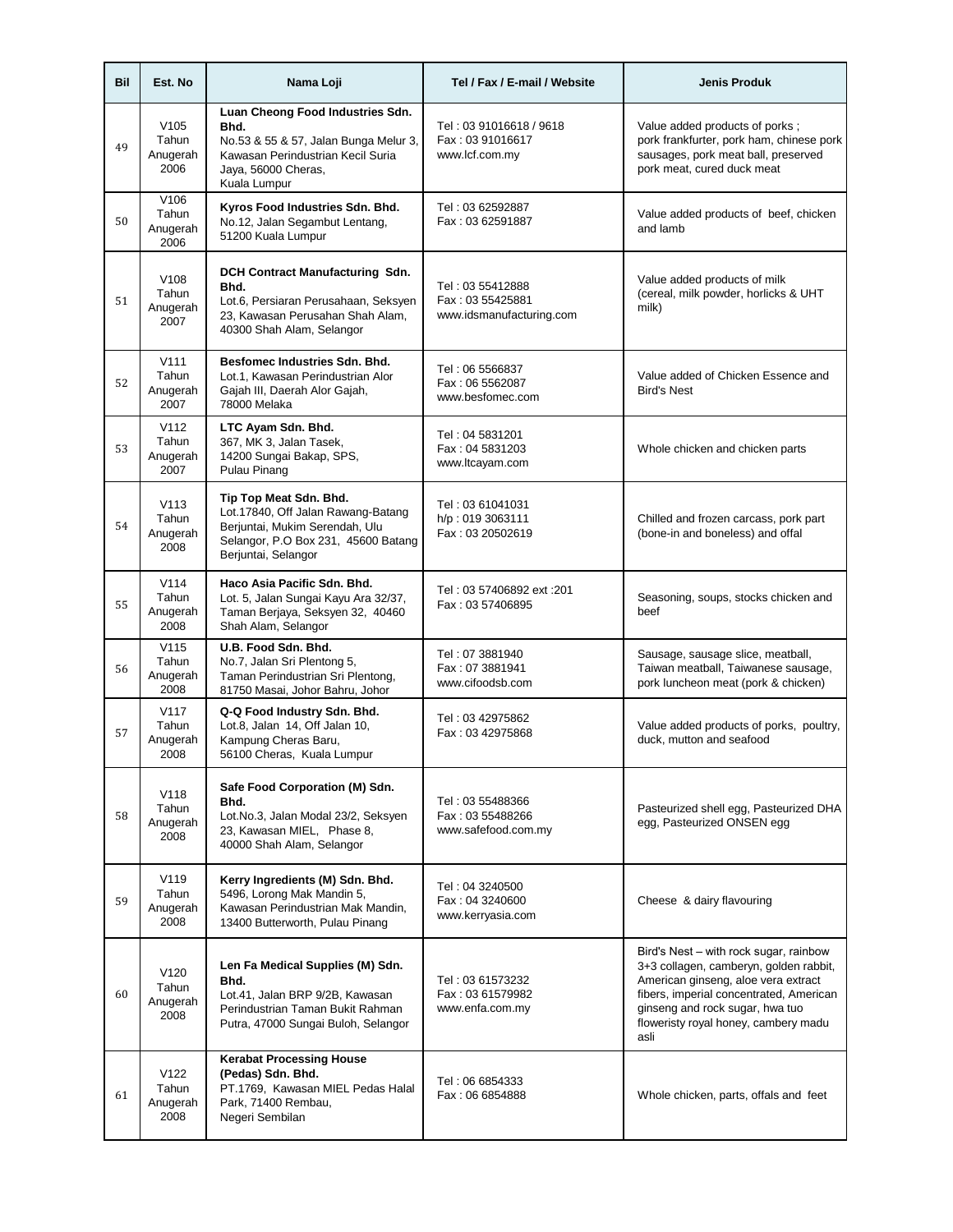| Bil | Est. No | Nama Loji | Tel / Fax / E-mail / Website | Jenis Produk |
|---|---|---|---|---|
| 49 | V105 Tahun Anugerah 2006 | **Luan Cheong Food Industries Sdn. Bhd.** No.53 & 55 & 57, Jalan Bunga Melur 3, Kawasan Perindustrian Kecil Suria Jaya, 56000 Cheras, Kuala Lumpur | Tel : 03 91016618 / 9618 Fax : 03 91016617 www.lcf.com.my | Value added products of porks ; pork frankfurter, pork ham, chinese pork sausages, pork meat ball, preserved pork meat, cured duck meat |
| 50 | V106 Tahun Anugerah 2006 | **Kyros Food Industries Sdn. Bhd.** No.12, Jalan Segambut Lentang, 51200 Kuala Lumpur | Tel : 03 62592887 Fax : 03 62591887 | Value added products of beef, chicken and lamb |
| 51 | V108 Tahun Anugerah 2007 | **DCH Contract Manufacturing Sdn. Bhd.** Lot.6, Persiaran Perusahaan, Seksyen 23, Kawasan Perusahan Shah Alam, 40300 Shah Alam, Selangor | Tel : 03 55412888 Fax : 03 55425881 www.idsmanufacturing.com | Value added products of milk (cereal, milk powder, horlicks & UHT milk) |
| 52 | V111 Tahun Anugerah 2007 | **Besfomec Industries Sdn. Bhd.** Lot.1, Kawasan Perindustrian Alor Gajah III, Daerah Alor Gajah, 78000 Melaka | Tel : 06 5566837 Fax : 06 5562087 www.besfomec.com | Value added of Chicken Essence and Bird's Nest |
| 53 | V112 Tahun Anugerah 2007 | **LTC Ayam Sdn. Bhd.** 367, MK 3, Jalan Tasek, 14200 Sungai Bakap, SPS, Pulau Pinang | Tel : 04 5831201 Fax : 04 5831203 www.ltcayam.com | Whole chicken and chicken parts |
| 54 | V113 Tahun Anugerah 2008 | **Tip Top Meat Sdn. Bhd.** Lot.17840, Off Jalan Rawang-Batang Berjuntai, Mukim Serendah, Ulu Selangor, P.O Box 231, 45600 Batang Berjuntai, Selangor | Tel : 03 61041031 h/p : 019 3063111 Fax : 03 20502619 | Chilled and frozen carcass, pork part (bone-in and boneless) and offal |
| 55 | V114 Tahun Anugerah 2008 | **Haco Asia Pacific Sdn. Bhd.** Lot. 5, Jalan Sungai Kayu Ara 32/37, Taman Berjaya, Seksyen 32, 40460 Shah Alam, Selangor | Tel : 03 57406892 ext :201 Fax : 03 57406895 | Seasoning, soups, stocks chicken and beef |
| 56 | V115 Tahun Anugerah 2008 | **U.B. Food Sdn. Bhd.** No.7, Jalan Sri Plentong 5, Taman Perindustrian Sri Plentong, 81750 Masai, Johor Bahru, Johor | Tel : 07 3881940 Fax : 07 3881941 www.cifoodsb.com | Sausage, sausage slice, meatball, Taiwan meatball, Taiwanese sausage, pork luncheon meat (pork & chicken) |
| 57 | V117 Tahun Anugerah 2008 | **Q-Q Food Industry Sdn. Bhd.** Lot.8, Jalan 14, Off Jalan 10, Kampung Cheras Baru, 56100 Cheras, Kuala Lumpur | Tel : 03 42975862 Fax : 03 42975868 | Value added products of porks, poultry, duck, mutton and seafood |
| 58 | V118 Tahun Anugerah 2008 | **Safe Food Corporation (M) Sdn. Bhd.** Lot.No.3, Jalan Modal 23/2, Seksyen 23, Kawasan MIEL, Phase 8, 40000 Shah Alam, Selangor | Tel : 03 55488366 Fax : 03 55488266 www.safefood.com.my | Pasteurized shell egg, Pasteurized DHA egg, Pasteurized ONSEN egg |
| 59 | V119 Tahun Anugerah 2008 | **Kerry Ingredients (M) Sdn. Bhd.** 5496, Lorong Mak Mandin 5, Kawasan Perindustrian Mak Mandin, 13400 Butterworth, Pulau Pinang | Tel : 04 3240500 Fax : 04 3240600 www.kerryasia.com | Cheese & dairy flavouring |
| 60 | V120 Tahun Anugerah 2008 | **Len Fa Medical Supplies (M) Sdn. Bhd.** Lot.41, Jalan BRP 9/2B, Kawasan Perindustrian Taman Bukit Rahman Putra, 47000 Sungai Buloh, Selangor | Tel : 03 61573232 Fax : 03 61579982 www.enfa.com.my | Bird's Nest – with rock sugar, rainbow 3+3 collagen, camberyn, golden rabbit, American ginseng, aloe vera extract fibers, imperial concentrated, American ginseng and rock sugar, hwa tuo floweristy royal honey, cambery madu asli |
| 61 | V122 Tahun Anugerah 2008 | **Kerabat Processing House (Pedas) Sdn. Bhd.** PT.1769, Kawasan MIEL Pedas Halal Park, 71400 Rembau, Negeri Sembilan | Tel : 06 6854333 Fax : 06 6854888 | Whole chicken, parts, offals and feet |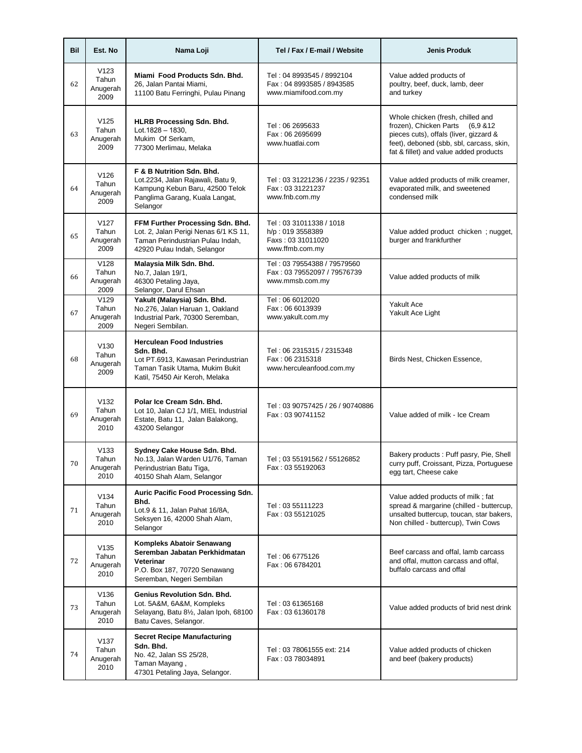| Bil | Est. No | Nama Loji | Tel / Fax / E-mail / Website | Jenis Produk |
|---|---|---|---|---|
| 62 | V123 Tahun Anugerah 2009 | **Miami Food Products Sdn. Bhd.** 26, Jalan Pantai Miami, 11100 Batu Ferringhi, Pulau Pinang | Tel : 04 8993545 / 8992104 Fax : 04 8993585 / 8943585 www.miamifood.com.my | Value added products of poultry, beef, duck, lamb, deer and turkey |
| 63 | V125 Tahun Anugerah 2009 | **HLRB Processing Sdn. Bhd.** Lot.1828 – 1830, Mukim Of Serkam, 77300 Merlimau, Melaka | Tel : 06 2695633 Fax : 06 2695699 www.huatlai.com | Whole chicken (fresh, chilled and frozen), Chicken Parts (6,9 &12 pieces cuts), offals (liver, gizzard & feet), deboned (sbb, sbl, carcass, skin, fat & fillet) and value added products |
| 64 | V126 Tahun Anugerah 2009 | **F & B Nutrition Sdn. Bhd.** Lot.2234, Jalan Rajawali, Batu 9, Kampung Kebun Baru, 42500 Telok Panglima Garang, Kuala Langat, Selangor | Tel : 03 31221236 / 2235 / 92351 Fax : 03 31221237 www.fnb.com.my | Value added products of milk creamer, evaporated milk, and sweetened condensed milk |
| 65 | V127 Tahun Anugerah 2009 | **FFM Further Processing Sdn. Bhd.** Lot. 2, Jalan Perigi Nenas 6/1 KS 11, Taman Perindustrian Pulau Indah, 42920 Pulau Indah, Selangor | Tel : 03 31011338 / 1018 h/p : 019 3558389 Faxs : 03 31011020 www.ffmb.com.my | Value added product chicken ; nugget, burger and frankfurther |
| 66 | V128 Tahun Anugerah 2009 | **Malaysia Milk Sdn. Bhd.** No.7, Jalan 19/1, 46300 Petaling Jaya, Selangor, Darul Ehsan | Tel : 03 79554388 / 79579560 Fax : 03 79552097 / 79576739 www.mmsb.com.my | Value added products of milk |
| 67 | V129 Tahun Anugerah 2009 | **Yakult (Malaysia) Sdn. Bhd.** No.276, Jalan Haruan 1, Oakland Industrial Park, 70300 Seremban, Negeri Sembilan. | Tel : 06 6012020 Fax : 06 6013939 www.yakult.com.my | Yakult Ace Yakult Ace Light |
| 68 | V130 Tahun Anugerah 2009 | **Herculean Food Industries Sdn. Bhd.** Lot PT.6913, Kawasan Perindustrian Taman Tasik Utama, Mukim Bukit Katil, 75450 Air Keroh, Melaka | Tel : 06 2315315 / 2315348 Fax : 06 2315318 www.herculeanfood.com.my | Birds Nest, Chicken Essence, |
| 69 | V132 Tahun Anugerah 2010 | **Polar Ice Cream Sdn. Bhd.** Lot 10, Jalan CJ 1/1, MIEL Industrial Estate, Batu 11, Jalan Balakong, 43200 Selangor | Tel : 03 90757425 / 26 / 90740886 Fax : 03 90741152 | Value added of milk - Ice Cream |
| 70 | V133 Tahun Anugerah 2010 | **Sydney Cake House Sdn. Bhd.** No.13, Jalan Warden U1/76, Taman Perindustrian Batu Tiga, 40150 Shah Alam, Selangor | Tel ; 03 55191562 / 55126852 Fax : 03 55192063 | Bakery products : Puff pasry, Pie, Shell curry puff, Croissant, Pizza, Portuguese egg tart, Cheese cake |
| 71 | V134 Tahun Anugerah 2010 | **Auric Pacific Food Processing Sdn. Bhd.** Lot.9 & 11, Jalan Pahat 16/8A, Seksyen 16, 42000 Shah Alam, Selangor | Tel : 03 55111223 Fax : 03 55121025 | Value added products of milk ; fat spread & margarine (chilled - buttercup, unsalted buttercup, toucan, star bakers, Non chilled - buttercup), Twin Cows |
| 72 | V135 Tahun Anugerah 2010 | **Kompleks Abatoir Senawang Seremban Jabatan Perkhidmatan Veterinar** P.O. Box 187, 70720 Senawang Seremban, Negeri Sembilan | Tel : 06 6775126 Fax : 06 6784201 | Beef carcass and offal, lamb carcass and offal, mutton carcass and offal, buffalo carcass and offal |
| 73 | V136 Tahun Anugerah 2010 | **Genius Revolution Sdn. Bhd.** Lot. 5A&M, 6A&M, Kompleks Selayang, Batu 8½, Jalan Ipoh, 68100 Batu Caves, Selangor. | Tel : 03 61365168 Fax : 03 61360178 | Value added products of brid nest drink |
| 74 | V137 Tahun Anugerah 2010 | **Secret Recipe Manufacturing Sdn. Bhd.** No. 42, Jalan SS 25/28, Taman Mayang , 47301 Petaling Jaya, Selangor. | Tel : 03 78061555 ext: 214 Fax : 03 78034891 | Value added products of chicken and beef (bakery products) |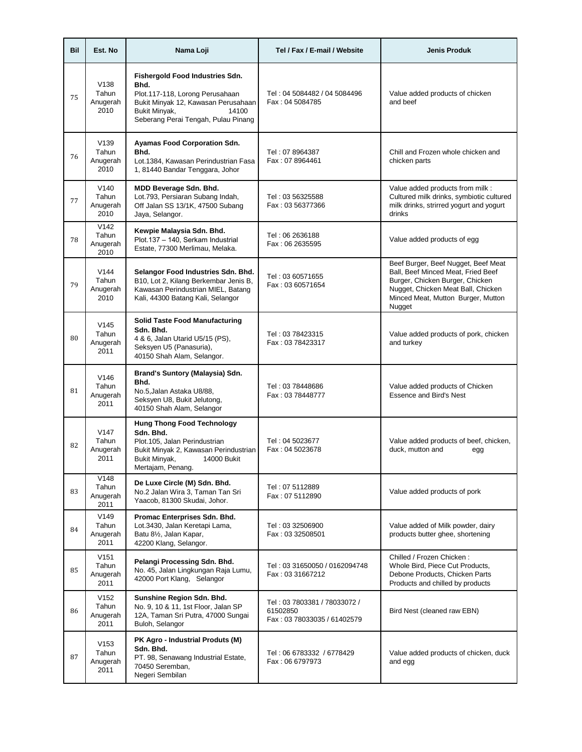| Bil | Est. No | Nama Loji | Tel / Fax / E-mail / Website | Jenis Produk |
|---|---|---|---|---|
| 75 | V138 Tahun Anugerah 2010 | **Fishergold Food Industries Sdn. Bhd.** Plot.117-118, Lorong Perusahaan Bukit Minyak 12, Kawasan Perusahaan Bukit Minyak, 14100 Seberang Perai Tengah, Pulau Pinang | Tel : 04 5084482 / 04 5084496 Fax : 04 5084785 | Value added products of chicken and beef |
| 76 | V139 Tahun Anugerah 2010 | **Ayamas Food Corporation Sdn. Bhd.** Lot.1384, Kawasan Perindustrian Fasa 1, 81440 Bandar Tenggara, Johor | Tel : 07 8964387 Fax : 07 8964461 | Chill and Frozen whole chicken and chicken parts |
| 77 | V140 Tahun Anugerah 2010 | **MDD Beverage Sdn. Bhd.** Lot.793, Persiaran Subang Indah, Off Jalan SS 13/1K, 47500 Subang Jaya, Selangor. | Tel : 03 56325588 Fax : 03 56377366 | Value added products from milk : Cultured milk drinks, symbiotic cultured milk drinks, strirred yogurt and yogurt drinks |
| 78 | V142 Tahun Anugerah 2010 | **Kewpie Malaysia Sdn. Bhd.** Plot.137 – 140, Serkam Industrial Estate, 77300 Merlimau, Melaka. | Tel : 06 2636188 Fax : 06 2635595 | Value added products of egg |
| 79 | V144 Tahun Anugerah 2010 | **Selangor Food Industries Sdn. Bhd.** B10, Lot 2, Kilang Berkembar Jenis B, Kawasan Perindustrian MIEL, Batang Kali, 44300 Batang Kali, Selangor | Tel : 03 60571655 Fax : 03 60571654 | Beef Burger, Beef Nugget, Beef Meat Ball, Beef Minced Meat, Fried Beef Burger, Chicken Burger, Chicken Nugget, Chicken Meat Ball, Chicken Minced Meat, Mutton Burger, Mutton Nugget |
| 80 | V145 Tahun Anugerah 2011 | **Solid Taste Food Manufacturing Sdn. Bhd.** 4 & 6, Jalan Utarid U5/15 (PS), Seksyen U5 (Panasuria), 40150 Shah Alam, Selangor. | Tel : 03 78423315 Fax : 03 78423317 | Value added products of pork, chicken and turkey |
| 81 | V146 Tahun Anugerah 2011 | **Brand's Suntory (Malaysia) Sdn. Bhd.** No.5,Jalan Astaka U8/88, Seksyen U8, Bukit Jelutong, 40150 Shah Alam, Selangor | Tel : 03 78448686 Fax : 03 78448777 | Value added products of Chicken Essence and Bird's Nest |
| 82 | V147 Tahun Anugerah 2011 | **Hung Thong Food Technology Sdn. Bhd.** Plot.105, Jalan Perindustrian Bukit Minyak 2, Kawasan Perindustrian Bukit Minyak, 14000 Bukit Mertajam, Penang. | Tel : 04 5023677 Fax : 04 5023678 | Value added products of beef, chicken, duck, mutton and egg |
| 83 | V148 Tahun Anugerah 2011 | **De Luxe Circle (M) Sdn. Bhd.** No.2 Jalan Wira 3, Taman Tan Sri Yaacob, 81300 Skudai, Johor. | Tel : 07 5112889 Fax : 07 5112890 | Value added products of pork |
| 84 | V149 Tahun Anugerah 2011 | **Promac Enterprises Sdn. Bhd.** Lot.3430, Jalan Keretapi Lama, Batu 8½, Jalan Kapar, 42200 Klang, Selangor. | Tel : 03 32506900 Fax : 03 32508501 | Value added of Milk powder, dairy products butter ghee, shortening |
| 85 | V151 Tahun Anugerah 2011 | **Pelangi Processing Sdn. Bhd.** No. 45, Jalan Lingkungan Raja Lumu, 42000 Port Klang, Selangor | Tel : 03 31650050 / 0162094748 Fax : 03 31667212 | Chilled / Frozen Chicken : Whole Bird, Piece Cut Products, Debone Products, Chicken Parts Products and chilled by products |
| 86 | V152 Tahun Anugerah 2011 | **Sunshine Region Sdn. Bhd.** No. 9, 10 & 11, 1st Floor, Jalan SP 12A, Taman Sri Putra, 47000 Sungai Buloh, Selangor | Tel : 03 7803381 / 78033072 / 61502850 Fax : 03 78033035 / 61402579 | Bird Nest (cleaned raw EBN) |
| 87 | V153 Tahun Anugerah 2011 | **PK Agro - Industrial Produts (M) Sdn. Bhd.** PT. 98, Senawang Industrial Estate, 70450 Seremban, Negeri Sembilan | Tel : 06 6783332 / 6778429 Fax : 06 6797973 | Value added products of chicken, duck and egg |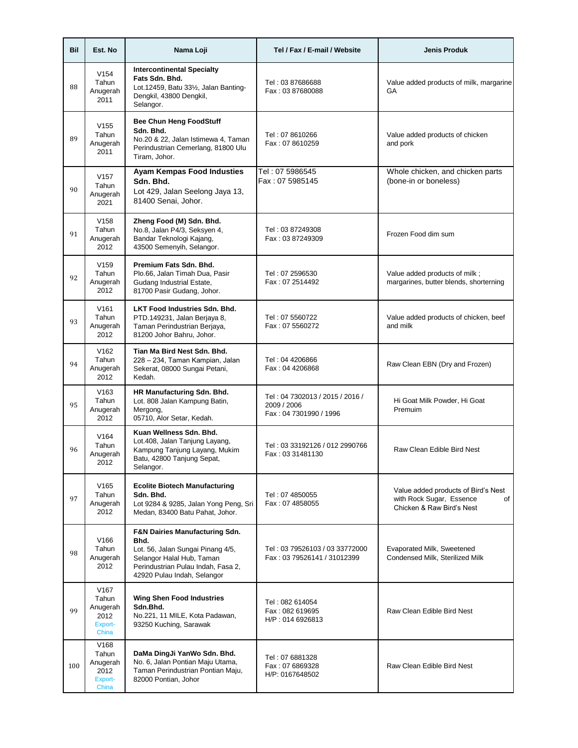| Bil | Est. No | Nama Loji | Tel / Fax / E-mail / Website | Jenis Produk |
|---|---|---|---|---|
| 88 | V154 Tahun Anugerah 2011 | **Intercontinental Specialty Fats Sdn. Bhd.** Lot.12459, Batu 33½, Jalan Banting-Dengkil, 43800 Dengkil, Selangor. | Tel : 03 87686688 Fax : 03 87680088 | Value added products of milk, margarine GA |
| 89 | V155 Tahun Anugerah 2011 | **Bee Chun Heng FoodStuff Sdn. Bhd.** No.20 & 22, Jalan Istimewa 4, Taman Perindustrian Cemerlang, 81800 Ulu Tiram, Johor. | Tel : 07 8610266 Fax : 07 8610259 | Value added products of chicken and pork |
| 90 | V157 Tahun Anugerah 2021 | **Ayam Kempas Food Industies Sdn. Bhd.** Lot 429, Jalan Seelong Jaya 13, 81400 Senai, Johor. | Tel : 07 5986545 Fax : 07 5985145 | Whole chicken, and chicken parts (bone-in or boneless) |
| 91 | V158 Tahun Anugerah 2012 | **Zheng Food (M) Sdn. Bhd.** No.8, Jalan P4/3, Seksyen 4, Bandar Teknologi Kajang, 43500 Semenyih, Selangor. | Tel : 03 87249308 Fax : 03 87249309 | Frozen Food dim sum |
| 92 | V159 Tahun Anugerah 2012 | **Premium Fats Sdn. Bhd.** Plo.66, Jalan Timah Dua, Pasir Gudang Industrial Estate, 81700 Pasir Gudang, Johor. | Tel : 07 2596530 Fax : 07 2514492 | Value added products of milk ; margarines, butter blends, shorterning |
| 93 | V161 Tahun Anugerah 2012 | **LKT Food Industries Sdn. Bhd.** PTD.149231, Jalan Berjaya 8, Taman Perindustrian Berjaya, 81200 Johor Bahru, Johor. | Tel : 07 5560722 Fax : 07 5560272 | Value added products of chicken, beef and milk |
| 94 | V162 Tahun Anugerah 2012 | **Tian Ma Bird Nest Sdn. Bhd.** 228 – 234, Taman Kampian, Jalan Sekerat, 08000 Sungai Petani, Kedah. | Tel : 04 4206866 Fax : 04 4206868 | Raw Clean EBN (Dry and Frozen) |
| 95 | V163 Tahun Anugerah 2012 | **HR Manufacturing Sdn. Bhd.** Lot. 808 Jalan Kampung Batin, Mergong, 05710, Alor Setar, Kedah. | Tel : 04 7302013 / 2015 / 2016 / 2009 / 2006 Fax : 04 7301990 / 1996 | Hi Goat Milk Powder, Hi Goat Premuim |
| 96 | V164 Tahun Anugerah 2012 | **Kuan Wellness Sdn. Bhd.** Lot.408, Jalan Tanjung Layang, Kampung Tanjung Layang, Mukim Batu, 42800 Tanjung Sepat, Selangor. | Tel : 03 33192126 / 012 2990766 Fax : 03 31481130 | Raw Clean Edible Bird Nest |
| 97 | V165 Tahun Anugerah 2012 | **Ecolite Biotech Manufacturing Sdn. Bhd.** Lot 9284 & 9285, Jalan Yong Peng, Sri Medan, 83400 Batu Pahat, Johor. | Tel : 07 4850055 Fax : 07 4858055 | Value added products of Bird's Nest with Rock Sugar, Essence of Chicken & Raw Bird's Nest |
| 98 | V166 Tahun Anugerah 2012 | **F&N Dairies Manufacturing Sdn. Bhd.** Lot. 56, Jalan Sungai Pinang 4/5, Selangor Halal Hub, Taman Perindustrian Pulau Indah, Fasa 2, 42920 Pulau Indah, Selangor | Tel : 03 79526103 / 03 33772000 Fax : 03 79526141 / 31012399 | Evaporated Milk, Sweetened Condensed Milk, Sterilized Milk |
| 99 | V167 Tahun Anugerah 2012 Export-China | **Wing Shen Food Industries Sdn.Bhd.** No.221, 11 MILE, Kota Padawan, 93250 Kuching, Sarawak | Tel : 082 614054 Fax : 082 619695 H/P : 014 6926813 | Raw Clean Edible Bird Nest |
| 100 | V168 Tahun Anugerah 2012 Export-China | **DaMa DingJi YanWo Sdn. Bhd.** No. 6, Jalan Pontian Maju Utama, Taman Perindustrian Pontian Maju, 82000 Pontian, Johor | Tel : 07 6881328 Fax : 07 6869328 H/P: 0167648502 | Raw Clean Edible Bird Nest |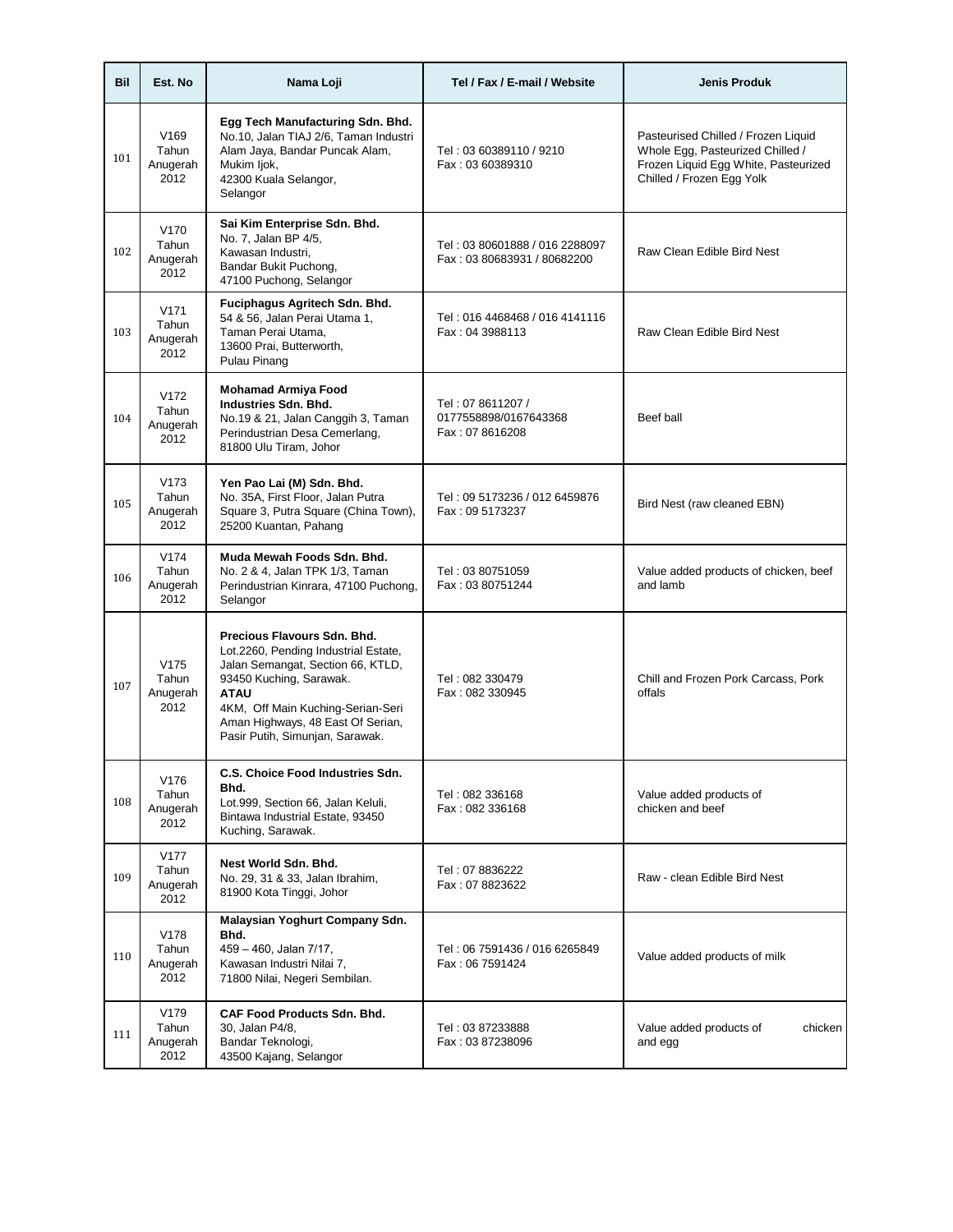| Bil | Est. No | Nama Loji | Tel / Fax / E-mail / Website | Jenis Produk |
|---|---|---|---|---|
| 101 | V169 Tahun Anugerah 2012 | **Egg Tech Manufacturing Sdn. Bhd.** No.10, Jalan TIAJ 2/6, Taman Industri Alam Jaya, Bandar Puncak Alam, Mukim Ijok, 42300 Kuala Selangor, Selangor | Tel : 03 60389110 / 9210 Fax : 03 60389310 | Pasteurised Chilled / Frozen Liquid Whole Egg, Pasteurized Chilled / Frozen Liquid Egg White, Pasteurized Chilled / Frozen Egg Yolk |
| 102 | V170 Tahun Anugerah 2012 | **Sai Kim Enterprise Sdn. Bhd.** No. 7, Jalan BP 4/5, Kawasan Industri, Bandar Bukit Puchong, 47100 Puchong, Selangor | Tel : 03 80601888 / 016 2288097 Fax : 03 80683931 / 80682200 | Raw Clean Edible Bird Nest |
| 103 | V171 Tahun Anugerah 2012 | **Fuciphagus Agritech Sdn. Bhd.** 54 & 56, Jalan Perai Utama 1, Taman Perai Utama, 13600 Prai, Butterworth, Pulau Pinang | Tel : 016 4468468 / 016 4141116 Fax : 04 3988113 | Raw Clean Edible Bird Nest |
| 104 | V172 Tahun Anugerah 2012 | **Mohamad Armiya Food Industries Sdn. Bhd.** No.19 & 21, Jalan Canggih 3, Taman Perindustrian Desa Cemerlang, 81800 Ulu Tiram, Johor | Tel : 07 8611207 / 0177558898/0167643368 Fax : 07 8616208 | Beef ball |
| 105 | V173 Tahun Anugerah 2012 | **Yen Pao Lai (M) Sdn. Bhd.** No. 35A, First Floor, Jalan Putra Square 3, Putra Square (China Town), 25200 Kuantan, Pahang | Tel : 09 5173236 / 012 6459876 Fax : 09 5173237 | Bird Nest (raw cleaned EBN) |
| 106 | V174 Tahun Anugerah 2012 | **Muda Mewah Foods Sdn. Bhd.** No. 2 & 4, Jalan TPK 1/3, Taman Perindustrian Kinrara, 47100 Puchong, Selangor | Tel : 03 80751059 Fax : 03 80751244 | Value added products of chicken, beef and lamb |
| 107 | V175 Tahun Anugerah 2012 | **Precious Flavours Sdn. Bhd.** Lot.2260, Pending Industrial Estate, Jalan Semangat, Section 66, KTLD, 93450 Kuching, Sarawak. **ATAU** 4KM, Off Main Kuching-Serian-Seri Aman Highways, 48 East Of Serian, Pasir Putih, Simunjan, Sarawak. | Tel : 082 330479 Fax : 082 330945 | Chill and Frozen Pork Carcass, Pork offals |
| 108 | V176 Tahun Anugerah 2012 | **C.S. Choice Food Industries Sdn. Bhd.** Lot.999, Section 66, Jalan Keluli, Bintawa Industrial Estate, 93450 Kuching, Sarawak. | Tel : 082 336168 Fax : 082 336168 | Value added products of chicken and beef |
| 109 | V177 Tahun Anugerah 2012 | **Nest World Sdn. Bhd.** No. 29, 31 & 33, Jalan Ibrahim, 81900 Kota Tinggi, Johor | Tel : 07 8836222 Fax : 07 8823622 | Raw - clean Edible Bird Nest |
| 110 | V178 Tahun Anugerah 2012 | **Malaysian Yoghurt Company Sdn. Bhd.** 459 – 460, Jalan 7/17, Kawasan Industri Nilai 7, 71800 Nilai, Negeri Sembilan. | Tel : 06 7591436 / 016 6265849 Fax : 06 7591424 | Value added products of milk |
| 111 | V179 Tahun Anugerah 2012 | **CAF Food Products Sdn. Bhd.** 30, Jalan P4/8, Bandar Teknologi, 43500 Kajang, Selangor | Tel : 03 87233888 Fax : 03 87238096 | Value added products of chicken and egg |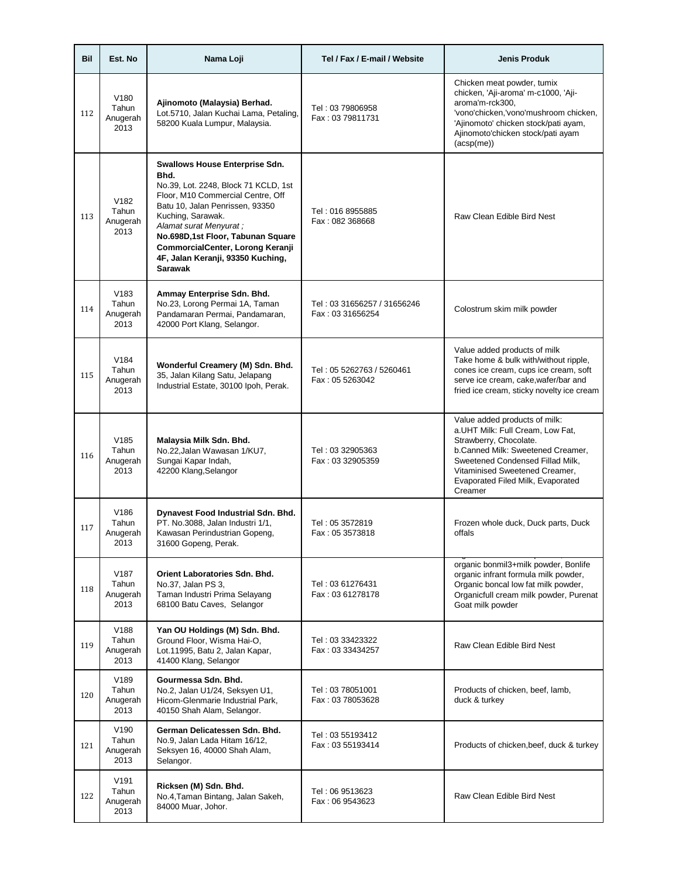| Bil | Est. No | Nama Loji | Tel / Fax / E-mail / Website | Jenis Produk |
|---|---|---|---|---|
| 112 | V180 Tahun Anugerah 2013 | **Ajinomoto (Malaysia) Berhad.** Lot.5710, Jalan Kuchai Lama, Petaling, 58200 Kuala Lumpur, Malaysia. | Tel : 03 79806958 Fax : 03 79811731 | Chicken meat powder, tumix chicken, 'Aji-aroma' m-c1000, 'Aji-aroma'm-rck300, 'vono'chicken,'vono'mushroom chicken, 'Ajinomoto' chicken stock/pati ayam, Ajinomoto'chicken stock/pati ayam (acsp(me)) |
| 113 | V182 Tahun Anugerah 2013 | **Swallows House Enterprise Sdn. Bhd.** No.39, Lot. 2248, Block 71 KCLD, 1st Floor, M10 Commercial Centre, Off Batu 10, Jalan Penrissen, 93350 Kuching, Sarawak. *Alamat surat Menyurat ;* **No.698D,1st Floor, Tabunan Square CommercialCenter, Lorong Keranji 4F, Jalan Keranji, 93350 Kuching, Sarawak** | Tel : 016 8955885 Fax : 082 368668 | Raw Clean Edible Bird Nest |
| 114 | V183 Tahun Anugerah 2013 | **Ammay Enterprise Sdn. Bhd.** No.23, Lorong Permai 1A, Taman Pandamaran Permai, Pandamaran, 42000 Port Klang, Selangor. | Tel : 03 31656257 / 31656246 Fax : 03 31656254 | Colostrum skim milk powder |
| 115 | V184 Tahun Anugerah 2013 | **Wonderful Creamery (M) Sdn. Bhd.** 35, Jalan Kilang Satu, Jelapang Industrial Estate, 30100 Ipoh, Perak. | Tel : 05 5262763 / 5260461 Fax : 05 5263042 | Value added products of milk Take home & bulk with/without ripple, cones ice cream, cups ice cream, soft serve ice cream, cake,wafer/bar and fried ice cream, sticky novelty ice cream |
| 116 | V185 Tahun Anugerah 2013 | **Malaysia Milk Sdn. Bhd.** No.22,Jalan Wawasan 1/KU7, Sungai Kapar Indah, 42200 Klang,Selangor | Tel : 03 32905363 Fax : 03 32905359 | Value added products of milk: a.UHT Milk: Full Cream, Low Fat, Strawberry, Chocolate. b.Canned Milk: Sweetened Creamer, Sweetened Condensed Fillad Milk, Vitaminised Sweetened Creamer, Evaporated Filed Milk, Evaporated Creamer |
| 117 | V186 Tahun Anugerah 2013 | **Dynavest Food Industrial Sdn. Bhd.** PT. No.3088, Jalan Industri 1/1, Kawasan Perindustrian Gopeng, 31600 Gopeng, Perak. | Tel : 05 3572819 Fax : 05 3573818 | Frozen whole duck, Duck parts, Duck offals |
| 118 | V187 Tahun Anugerah 2013 | **Orient Laboratories Sdn. Bhd.** No.37, Jalan PS 3, Taman Industri Prima Selayang 68100 Batu Caves, Selangor | Tel : 03 61276431 Fax : 03 61278178 | organic bonmil3+milk powder, Bonlife organic infrant formula milk powder, Organic boncal low fat milk powder, Organicfull cream milk powder, Purenat Goat milk powder |
| 119 | V188 Tahun Anugerah 2013 | **Yan OU Holdings (M) Sdn. Bhd.** Ground Floor, Wisma Hai-O, Lot.11995, Batu 2, Jalan Kapar, 41400 Klang, Selangor | Tel : 03 33423322 Fax : 03 33434257 | Raw Clean Edible Bird Nest |
| 120 | V189 Tahun Anugerah 2013 | **Gourmessa Sdn. Bhd.** No.2, Jalan U1/24, Seksyen U1, Hicom-Glenmarie Industrial Park, 40150 Shah Alam, Selangor. | Tel : 03 78051001 Fax : 03 78053628 | Products of chicken, beef, lamb, duck & turkey |
| 121 | V190 Tahun Anugerah 2013 | **German Delicatessen Sdn. Bhd.** No.9, Jalan Lada Hitam 16/12, Seksyen 16, 40000 Shah Alam, Selangor. | Tel : 03 55193412 Fax : 03 55193414 | Products of chicken,beef, duck & turkey |
| 122 | V191 Tahun Anugerah 2013 | **Ricksen (M) Sdn. Bhd.** No.4,Taman Bintang, Jalan Sakeh, 84000 Muar, Johor. | Tel : 06 9513623 Fax : 06 9543623 | Raw Clean Edible Bird Nest |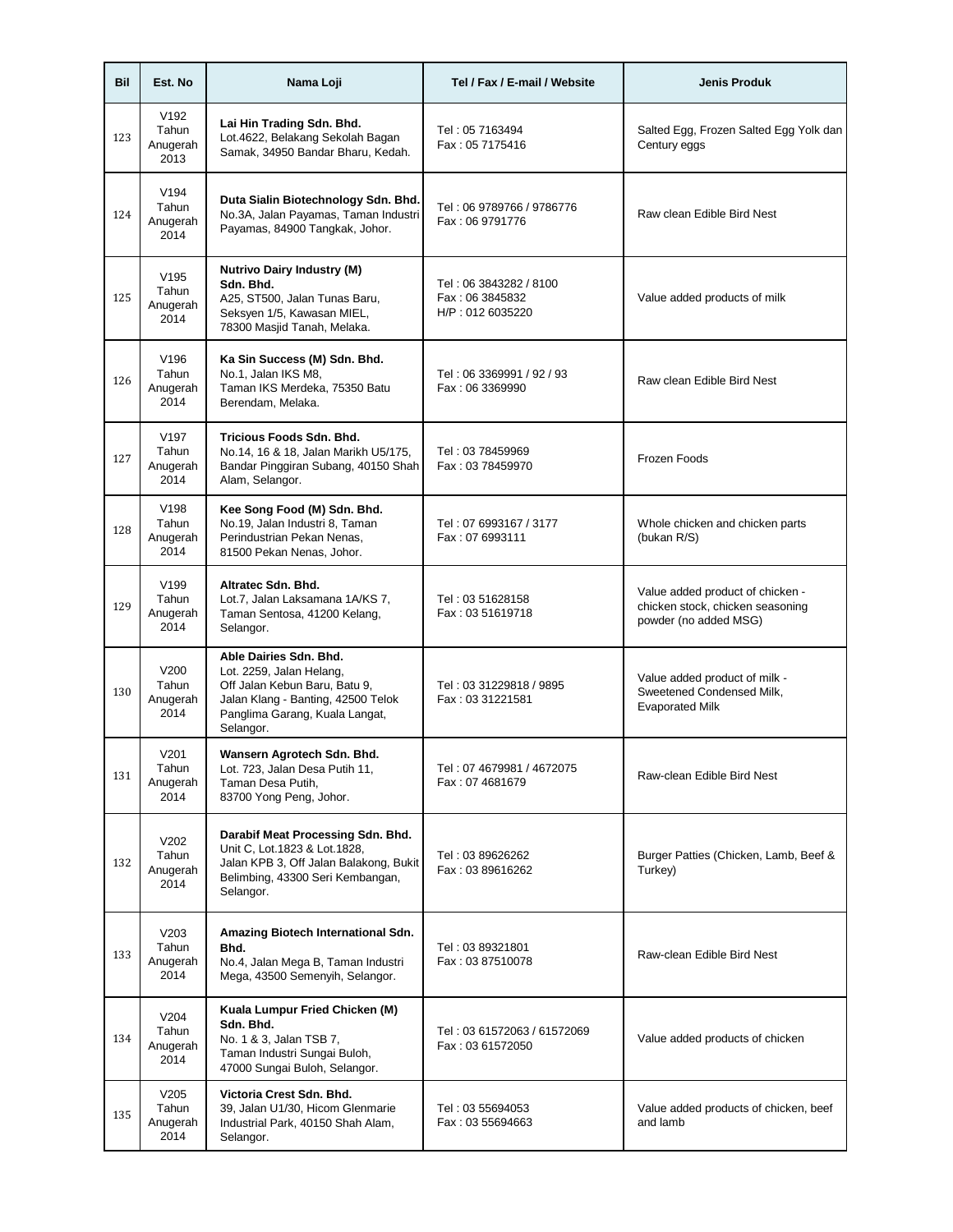| Bil | Est. No | Nama Loji | Tel / Fax / E-mail / Website | Jenis Produk |
|---|---|---|---|---|
| 123 | V192 Tahun Anugerah 2013 | **Lai Hin Trading Sdn. Bhd.** Lot.4622, Belakang Sekolah Bagan Samak, 34950 Bandar Bharu, Kedah. | Tel : 05 7163494 Fax : 05 7175416 | Salted Egg, Frozen Salted Egg Yolk dan Century eggs |
| 124 | V194 Tahun Anugerah 2014 | **Duta Sialin Biotechnology Sdn. Bhd.** No.3A, Jalan Payamas, Taman Industri Payamas, 84900 Tangkak, Johor. | Tel : 06 9789766 / 9786776 Fax : 06 9791776 | Raw clean Edible Bird Nest |
| 125 | V195 Tahun Anugerah 2014 | **Nutrivo Dairy Industry (M) Sdn. Bhd.** A25, ST500, Jalan Tunas Baru, Seksyen 1/5, Kawasan MIEL, 78300 Masjid Tanah, Melaka. | Tel : 06 3843282 / 8100 Fax : 06 3845832 H/P : 012 6035220 | Value added products of milk |
| 126 | V196 Tahun Anugerah 2014 | **Ka Sin Success (M) Sdn. Bhd.** No.1, Jalan IKS M8, Taman IKS Merdeka, 75350 Batu Berendam, Melaka. | Tel : 06 3369991 / 92 / 93 Fax : 06 3369990 | Raw clean Edible Bird Nest |
| 127 | V197 Tahun Anugerah 2014 | **Tricious Foods Sdn. Bhd.** No.14, 16 & 18, Jalan Marikh U5/175, Bandar Pinggiran Subang, 40150 Shah Alam, Selangor. | Tel : 03 78459969 Fax : 03 78459970 | Frozen Foods |
| 128 | V198 Tahun Anugerah 2014 | **Kee Song Food (M) Sdn. Bhd.** No.19, Jalan Industri 8, Taman Perindustrian Pekan Nenas, 81500 Pekan Nenas, Johor. | Tel : 07 6993167 / 3177 Fax : 07 6993111 | Whole chicken and chicken parts (bukan R/S) |
| 129 | V199 Tahun Anugerah 2014 | **Altratec Sdn. Bhd.** Lot.7, Jalan Laksamana 1A/KS 7, Taman Sentosa, 41200 Kelang, Selangor. | Tel : 03 51628158 Fax : 03 51619718 | Value added product of chicken - chicken stock, chicken seasoning powder (no added MSG) |
| 130 | V200 Tahun Anugerah 2014 | **Able Dairies Sdn. Bhd.** Lot. 2259, Jalan Helang, Off Jalan Kebun Baru, Batu 9, Jalan Klang - Banting, 42500 Telok Panglima Garang, Kuala Langat, Selangor. | Tel : 03 31229818 / 9895 Fax : 03 31221581 | Value added product of milk - Sweetened Condensed Milk, Evaporated Milk |
| 131 | V201 Tahun Anugerah 2014 | **Wansern Agrotech Sdn. Bhd.** Lot. 723, Jalan Desa Putih 11, Taman Desa Putih, 83700 Yong Peng, Johor. | Tel : 07 4679981 / 4672075 Fax : 07 4681679 | Raw-clean Edible Bird Nest |
| 132 | V202 Tahun Anugerah 2014 | **Darabif Meat Processing Sdn. Bhd.** Unit C, Lot.1823 & Lot.1828, Jalan KPB 3, Off Jalan Balakong, Bukit Belimbing, 43300 Seri Kembangan, Selangor. | Tel : 03 89626262 Fax : 03 89616262 | Burger Patties (Chicken, Lamb, Beef & Turkey) |
| 133 | V203 Tahun Anugerah 2014 | **Amazing Biotech International Sdn. Bhd.** No.4, Jalan Mega B, Taman Industri Mega, 43500 Semenyih, Selangor. | Tel : 03 89321801 Fax : 03 87510078 | Raw-clean Edible Bird Nest |
| 134 | V204 Tahun Anugerah 2014 | **Kuala Lumpur Fried Chicken (M) Sdn. Bhd.** No. 1 & 3, Jalan TSB 7, Taman Industri Sungai Buloh, 47000 Sungai Buloh, Selangor. | Tel : 03 61572063 / 61572069 Fax : 03 61572050 | Value added products of chicken |
| 135 | V205 Tahun Anugerah 2014 | **Victoria Crest Sdn. Bhd.** 39, Jalan U1/30, Hicom Glenmarie Industrial Park, 40150 Shah Alam, Selangor. | Tel : 03 55694053 Fax : 03 55694663 | Value added products of chicken, beef and lamb |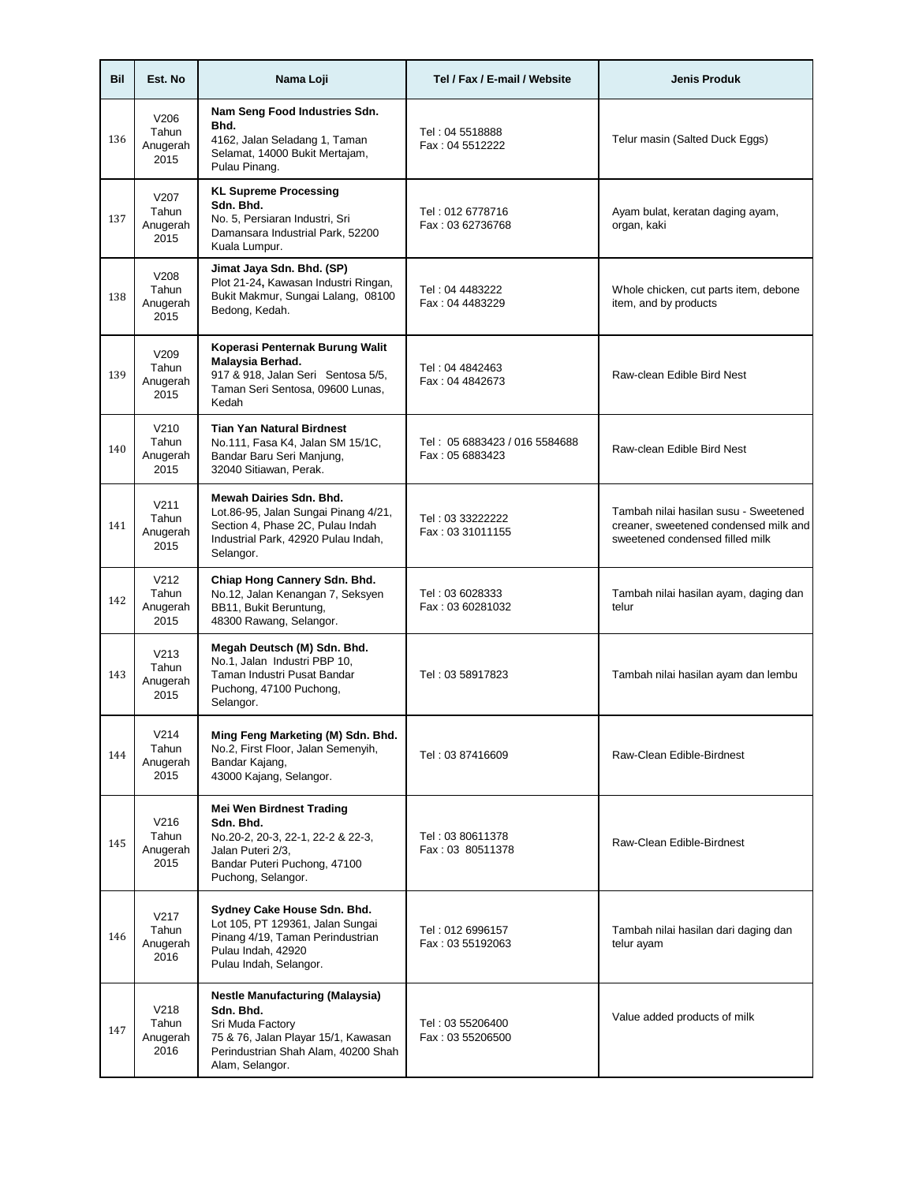| Bil | Est. No | Nama Loji | Tel / Fax / E-mail / Website | Jenis Produk |
|---|---|---|---|---|
| 136 | V206 Tahun Anugerah 2015 | **Nam Seng Food Industries Sdn. Bhd.** 4162, Jalan Seladang 1, Taman Selamat, 14000 Bukit Mertajam, Pulau Pinang. | Tel : 04 5518888 Fax : 04 5512222 | Telur masin (Salted Duck Eggs) |
| 137 | V207 Tahun Anugerah 2015 | **KL Supreme Processing Sdn. Bhd.** No. 5, Persiaran Industri, Sri Damansara Industrial Park, 52200 Kuala Lumpur. | Tel : 012 6778716 Fax : 03 62736768 | Ayam bulat, keratan daging ayam, organ, kaki |
| 138 | V208 Tahun Anugerah 2015 | **Jimat Jaya Sdn. Bhd. (SP)** Plot 21-24, Kawasan Industri Ringan, Bukit Makmur, Sungai Lalang, 08100 Bedong, Kedah. | Tel : 04 4483222 Fax : 04 4483229 | Whole chicken, cut parts item, debone item, and by products |
| 139 | V209 Tahun Anugerah 2015 | **Koperasi Penternak Burung Walit Malaysia Berhad.** 917 & 918, Jalan Seri Sentosa 5/5, Taman Seri Sentosa, 09600 Lunas, Kedah | Tel : 04 4842463 Fax : 04 4842673 | Raw-clean Edible Bird Nest |
| 140 | V210 Tahun Anugerah 2015 | **Tian Yan Natural Birdnest** No.111, Fasa K4, Jalan SM 15/1C, Bandar Baru Seri Manjung, 32040 Sitiawan, Perak. | Tel : 05 6883423 / 016 5584688 Fax : 05 6883423 | Raw-clean Edible Bird Nest |
| 141 | V211 Tahun Anugerah 2015 | **Mewah Dairies Sdn. Bhd.** Lot.86-95, Jalan Sungai Pinang 4/21, Section 4, Phase 2C, Pulau Indah Industrial Park, 42920 Pulau Indah, Selangor. | Tel : 03 33222222 Fax : 03 31011155 | Tambah nilai hasilan susu - Sweetened creaner, sweetened condensed milk and sweetened condensed filled milk |
| 142 | V212 Tahun Anugerah 2015 | **Chiap Hong Cannery Sdn. Bhd.** No.12, Jalan Kenangan 7, Seksyen BB11, Bukit Beruntung, 48300 Rawang, Selangor. | Tel : 03 6028333 Fax : 03 60281032 | Tambah nilai hasilan ayam, daging dan telur |
| 143 | V213 Tahun Anugerah 2015 | **Megah Deutsch (M) Sdn. Bhd.** No.1, Jalan Industri PBP 10, Taman Industri Pusat Bandar Puchong, 47100 Puchong, Selangor. | Tel : 03 58917823 | Tambah nilai hasilan ayam dan lembu |
| 144 | V214 Tahun Anugerah 2015 | **Ming Feng Marketing (M) Sdn. Bhd.** No.2, First Floor, Jalan Semenyih, Bandar Kajang, 43000 Kajang, Selangor. | Tel : 03 87416609 | Raw-Clean Edible-Birdnest |
| 145 | V216 Tahun Anugerah 2015 | **Mei Wen Birdnest Trading Sdn. Bhd.** No.20-2, 20-3, 22-1, 22-2 & 22-3, Jalan Puteri 2/3, Bandar Puteri Puchong, 47100 Puchong, Selangor. | Tel : 03 80611378 Fax : 03 80511378 | Raw-Clean Edible-Birdnest |
| 146 | V217 Tahun Anugerah 2016 | **Sydney Cake House Sdn. Bhd.** Lot 105, PT 129361, Jalan Sungai Pinang 4/19, Taman Perindustrian Pulau Indah, 42920 Pulau Indah, Selangor. | Tel : 012 6996157 Fax : 03 55192063 | Tambah nilai hasilan dari daging dan telur ayam |
| 147 | V218 Tahun Anugerah 2016 | **Nestle Manufacturing (Malaysia) Sdn. Bhd.** Sri Muda Factory 75 & 76, Jalan Playar 15/1, Kawasan Perindustrian Shah Alam, 40200 Shah Alam, Selangor. | Tel : 03 55206400 Fax : 03 55206500 | Value added products of milk |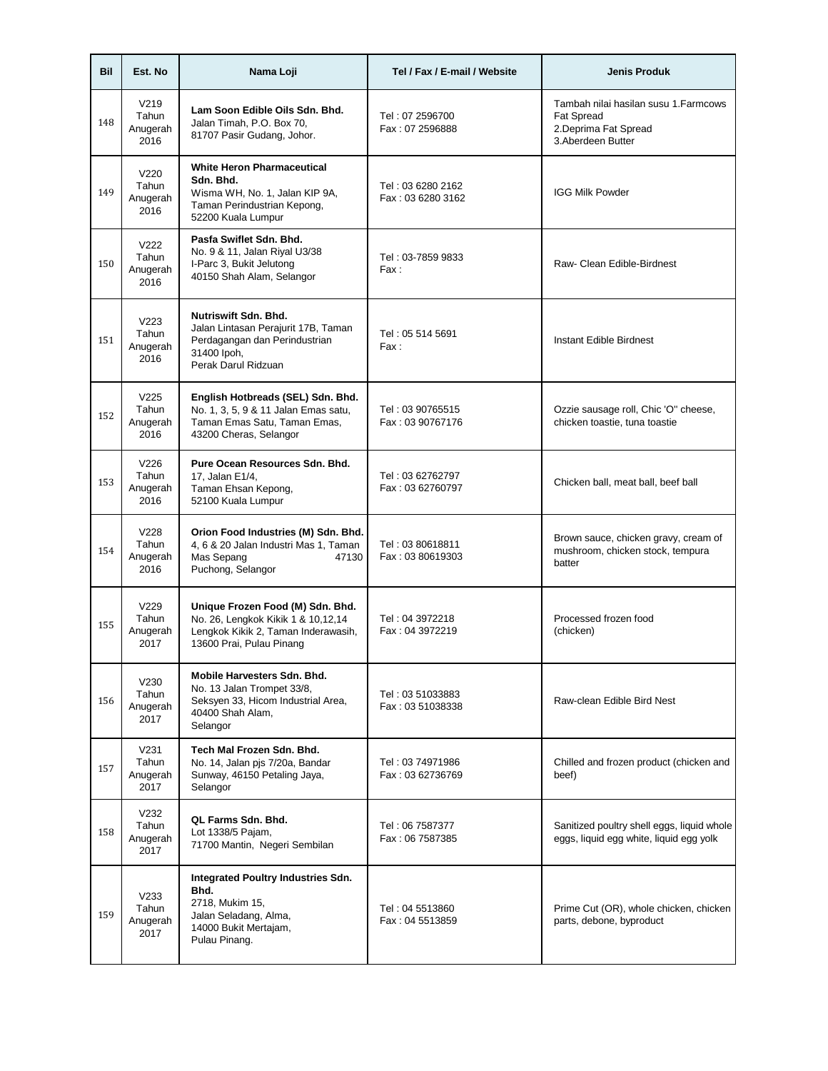| Bil | Est. No | Nama Loji | Tel / Fax / E-mail / Website | Jenis Produk |
|---|---|---|---|---|
| 148 | V219 Tahun Anugerah 2016 | **Lam Soon Edible Oils Sdn. Bhd.** Jalan Timah, P.O. Box 70, 81707 Pasir Gudang, Johor. | Tel : 07 2596700 Fax : 07 2596888 | Tambah nilai hasilan susu 1.Farmcows Fat Spread 2.Deprima Fat Spread 3.Aberdeen Butter |
| 149 | V220 Tahun Anugerah 2016 | **White Heron Pharmaceutical Sdn. Bhd.** Wisma WH, No. 1, Jalan KIP 9A, Taman Perindustrian Kepong, 52200 Kuala Lumpur | Tel : 03 6280 2162 Fax : 03 6280 3162 | IGG Milk Powder |
| 150 | V222 Tahun Anugerah 2016 | **Pasfa Swiflet Sdn. Bhd.** No. 9 & 11, Jalan Riyal U3/38 I-Parc 3, Bukit Jelutong 40150 Shah Alam, Selangor | Tel : 03-7859 9833 Fax : | Raw- Clean Edible-Birdnest |
| 151 | V223 Tahun Anugerah 2016 | **Nutriswift Sdn. Bhd.** Jalan Lintasan Perajurit 17B, Taman Perdagangan dan Perindustrian 31400 Ipoh, Perak Darul Ridzuan | Tel : 05 514 5691 Fax : | Instant Edible Birdnest |
| 152 | V225 Tahun Anugerah 2016 | **English Hotbreads (SEL) Sdn. Bhd.** No. 1, 3, 5, 9 & 11 Jalan Emas satu, Taman Emas Satu, Taman Emas, 43200 Cheras, Selangor | Tel : 03 90765515 Fax : 03 90767176 | Ozzie sausage roll, Chic 'O" cheese, chicken toastie, tuna toastie |
| 153 | V226 Tahun Anugerah 2016 | **Pure Ocean Resources Sdn. Bhd.** 17, Jalan E1/4, Taman Ehsan Kepong, 52100 Kuala Lumpur | Tel : 03 62762797 Fax : 03 62760797 | Chicken ball, meat ball, beef ball |
| 154 | V228 Tahun Anugerah 2016 | **Orion Food Industries (M) Sdn. Bhd.** 4, 6 & 20 Jalan Industri Mas 1, Taman Mas Sepang 47130 Puchong, Selangor | Tel : 03 80618811 Fax : 03 80619303 | Brown sauce, chicken gravy, cream of mushroom, chicken stock, tempura batter |
| 155 | V229 Tahun Anugerah 2017 | **Unique Frozen Food (M) Sdn. Bhd.** No. 26, Lengkok Kikik 1 & 10,12,14 Lengkok Kikik 2, Taman Inderawasih, 13600 Prai, Pulau Pinang | Tel : 04 3972218 Fax : 04 3972219 | Processed frozen food (chicken) |
| 156 | V230 Tahun Anugerah 2017 | **Mobile Harvesters Sdn. Bhd.** No. 13 Jalan Trompet 33/8, Seksyen 33, Hicom Industrial Area, 40400 Shah Alam, Selangor | Tel : 03 51033883 Fax : 03 51038338 | Raw-clean Edible Bird Nest |
| 157 | V231 Tahun Anugerah 2017 | **Tech Mal Frozen Sdn. Bhd.** No. 14, Jalan pjs 7/20a, Bandar Sunway, 46150 Petaling Jaya, Selangor | Tel : 03 74971986 Fax : 03 62736769 | Chilled and frozen product (chicken and beef) |
| 158 | V232 Tahun Anugerah 2017 | **QL Farms Sdn. Bhd.** Lot 1338/5 Pajam, 71700 Mantin, Negeri Sembilan | Tel : 06 7587377 Fax : 06 7587385 | Sanitized poultry shell eggs, liquid whole eggs, liquid egg white, liquid egg yolk |
| 159 | V233 Tahun Anugerah 2017 | **Integrated Poultry Industries Sdn. Bhd.** 2718, Mukim 15, Jalan Seladang, Alma, 14000 Bukit Mertajam, Pulau Pinang. | Tel : 04 5513860 Fax : 04 5513859 | Prime Cut (OR), whole chicken, chicken parts, debone, byproduct |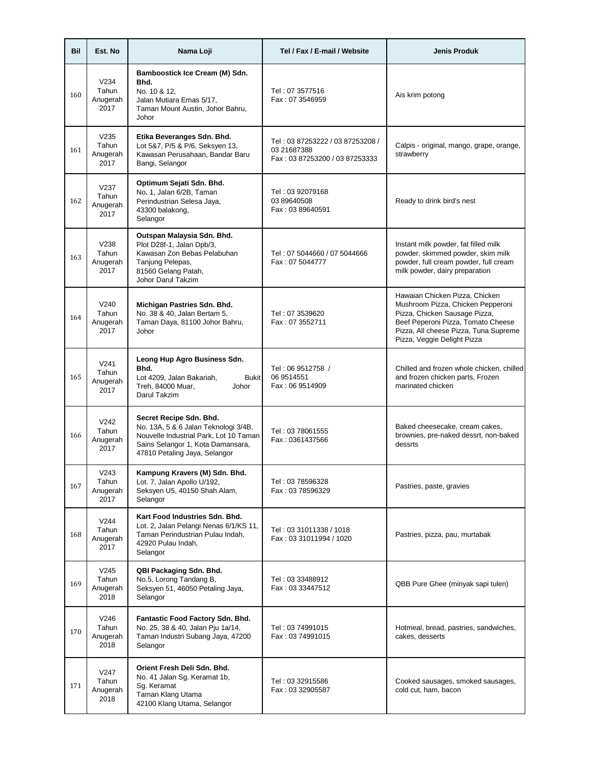| Bil | Est. No | Nama Loji | Tel / Fax / E-mail / Website | Jenis Produk |
|---|---|---|---|---|
| 160 | V234 Tahun Anugerah 2017 | **Bamboostick Ice Cream (M) Sdn. Bhd.** No. 10 & 12, Jalan Mutiara Emas 5/17, Taman Mount Austin, Johor Bahru, Johor | Tel : 07 3577516 Fax : 07 3546959 | Ais krim potong |
| 161 | V235 Tahun Anugerah 2017 | **Etika Beveranges Sdn. Bhd.** Lot 5&7, P/5 & P/6, Seksyen 13, Kawasan Perusahaan, Bandar Baru Bangi, Selangor | Tel : 03 87253222 / 03 87253208 / 03 21687388 Fax : 03 87253200 / 03 87253333 | Calpis - original, mango, grape, orange, strawberry |
| 162 | V237 Tahun Anugerah 2017 | **Optimum Sejati Sdn. Bhd.** No. 1, Jalan 6/2B, Taman Perindustrian Selesa Jaya, 43300 balakong, Selangor | Tel : 03 92079168 03 89640508 Fax : 03 89640591 | Ready to drink bird's nest |
| 163 | V238 Tahun Anugerah 2017 | **Outspan Malaysia Sdn. Bhd.** Plot D28f-1, Jalan Dpb/3, Kawasan Zon Bebas Pelabuhan Tanjung Pelepas, 81560 Gelang Patah, Johor Darul Takzim | Tel : 07 5044660 / 07 5044666 Fax : 07 5044777 | Instant milk powder, fat filled milk powder, skimmed powder, skim milk powder, full cream powder, full cream milk powder, dairy preparation |
| 164 | V240 Tahun Anugerah 2017 | **Michigan Pastries Sdn. Bhd.** No. 38 & 40, Jalan Bertam 5, Taman Daya, 81100 Johor Bahru, Johor | Tel : 07 3539620 Fax : 07 3552711 | Hawaian Chicken Pizza, Chicken Mushroom Pizza, Chicken Pepperoni Pizza, Chicken Sausage Pizza, Beef Peperoni Pizza, Tomato Cheese Pizza, All cheese Pizza, Tuna Supreme Pizza, Veggie Delight Pizza |
| 165 | V241 Tahun Anugerah 2017 | **Leong Hup Agro Business Sdn. Bhd.** Lot 4209, Jalan Bakariah, Bukit Treh, 84000 Muar, Johor Darul Takzim | Tel : 06 9512758 / 06 9514551 Fax : 06 9514909 | Chilled and frozen whole chicken, chilled and frozen chicken parts, Frozen marinated chicken |
| 166 | V242 Tahun Anugerah 2017 | **Secret Recipe Sdn. Bhd.** No. 13A, 5 & 6 Jalan Teknologi 3/4B, Nouvelle Industrial Park, Lot 10 Taman Sains Selangor 1, Kota Damansara, 47810 Petaling Jaya, Selangor | Tel : 03 78061555 Fax : 0361437566 | Baked cheesecake, cream cakes, brownies, pre-naked dessrt, non-baked dessrts |
| 167 | V243 Tahun Anugerah 2017 | **Kampung Kravers (M) Sdn. Bhd.** Lot. 7, Jalan Apollo U/192, Seksyen U5, 40150 Shah Alam, Selangor | Tel : 03 78596328 Fax : 03 78596329 | Pastries, paste, gravies |
| 168 | V244 Tahun Anugerah 2017 | **Kart Food Industries Sdn. Bhd.** Lot. 2, Jalan Pelangi Nenas 6/1/KS 11, Taman Perindustrian Pulau Indah, 42920 Pulau Indah, Selangor | Tel : 03 31011338 / 1018 Fax : 03 31011994 / 1020 | Pastries, pizza, pau, murtabak |
| 169 | V245 Tahun Anugerah 2018 | **QBI Packaging Sdn. Bhd.** No.5, Lorong Tandang B, Seksyen 51, 46050 Petaling Jaya, Selangor | Tel : 03 33488912 Fax : 03 33447512 | QBB Pure Ghee (minyak sapi tulen) |
| 170 | V246 Tahun Anugerah 2018 | **Fantastic Food Factory Sdn. Bhd.** No. 25, 38 & 40, Jalan Pju 1a/14, Taman Industri Subang Jaya, 47200 Selangor | Tel : 03 74991015 Fax : 03 74991015 | Hotmeal, bread, pastries, sandwiches, cakes, desserts |
| 171 | V247 Tahun Anugerah 2018 | **Orient Fresh Deli Sdn. Bhd.** No. 41 Jalan Sg. Keramat 1b, Sg. Keramat Taman Klang Utama 42100 Klang Utama, Selangor | Tel : 03 32915586 Fax : 03 32905587 | Cooked sausages, smoked sausages, cold cut, ham, bacon |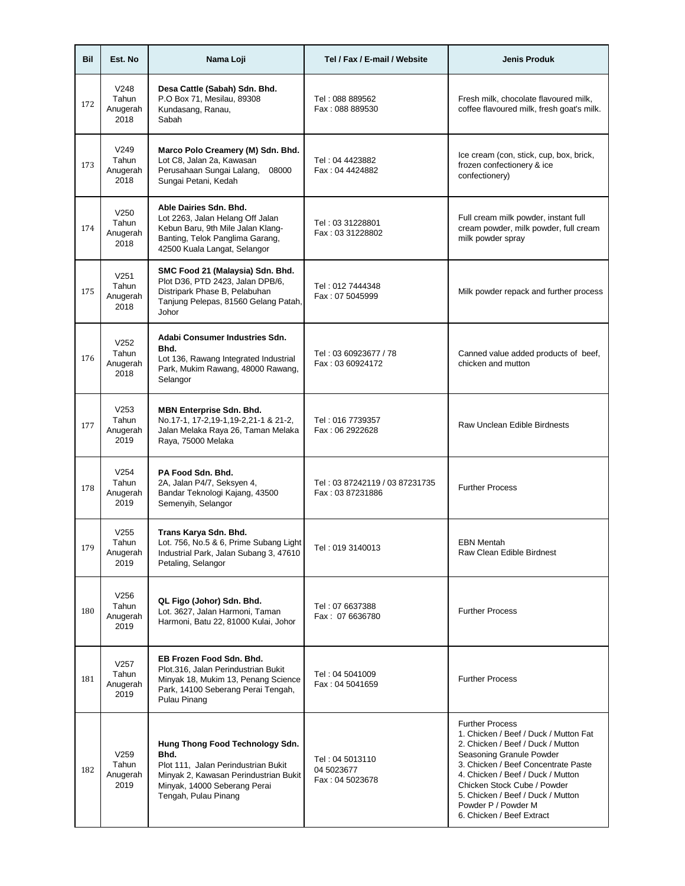| Bil | Est. No | Nama Loji | Tel / Fax / E-mail / Website | Jenis Produk |
|---|---|---|---|---|
| 172 | V248 Tahun Anugerah 2018 | **Desa Cattle (Sabah) Sdn. Bhd.** P.O Box 71, Mesilau, 89308 Kundasang, Ranau, Sabah | Tel : 088 889562 Fax : 088 889530 | Fresh milk, chocolate flavoured milk, coffee flavoured milk, fresh goat's milk. |
| 173 | V249 Tahun Anugerah 2018 | **Marco Polo Creamery (M) Sdn. Bhd.** Lot C8, Jalan 2a, Kawasan Perusahaan Sungai Lalang, 08000 Sungai Petani, Kedah | Tel : 04 4423882 Fax : 04 4424882 | Ice cream (con, stick, cup, box, brick, frozen confectionery & ice confectionery) |
| 174 | V250 Tahun Anugerah 2018 | **Able Dairies Sdn. Bhd.** Lot 2263, Jalan Helang Off Jalan Kebun Baru, 9th Mile Jalan Klang-Banting, Telok Panglima Garang, 42500 Kuala Langat, Selangor | Tel : 03 31228801 Fax : 03 31228802 | Full cream milk powder, instant full cream powder, milk powder, full cream milk powder spray |
| 175 | V251 Tahun Anugerah 2018 | **SMC Food 21 (Malaysia) Sdn. Bhd.** Plot D36, PTD 2423, Jalan DPB/6, Distripark Phase B, Pelabuhan Tanjung Pelepas, 81560 Gelang Patah, Johor | Tel : 012 7444348 Fax : 07 5045999 | Milk powder repack and further process |
| 176 | V252 Tahun Anugerah 2018 | **Adabi Consumer Industries Sdn. Bhd.** Lot 136, Rawang Integrated Industrial Park, Mukim Rawang, 48000 Rawang, Selangor | Tel : 03 60923677 / 78 Fax : 03 60924172 | Canned value added products of beef, chicken and mutton |
| 177 | V253 Tahun Anugerah 2019 | **MBN Enterprise Sdn. Bhd.** No.17-1, 17-2,19-1,19-2,21-1 & 21-2, Jalan Melaka Raya 26, Taman Melaka Raya, 75000 Melaka | Tel : 016 7739357 Fax : 06 2922628 | Raw Unclean Edible Birdnests |
| 178 | V254 Tahun Anugerah 2019 | **PA Food Sdn. Bhd.** 2A, Jalan P4/7, Seksyen 4, Bandar Teknologi Kajang, 43500 Semenyih, Selangor | Tel : 03 87242119 / 03 87231735 Fax : 03 87231886 | Further Process |
| 179 | V255 Tahun Anugerah 2019 | **Trans Karya Sdn. Bhd.** Lot. 756, No.5 & 6, Prime Subang Light Industrial Park, Jalan Subang 3, 47610 Petaling, Selangor | Tel : 019 3140013 | EBN Mentah Raw Clean Edible Birdnest |
| 180 | V256 Tahun Anugerah 2019 | **QL Figo (Johor) Sdn. Bhd.** Lot. 3627, Jalan Harmoni, Taman Harmoni, Batu 22, 81000 Kulai, Johor | Tel : 07 6637388 Fax : 07 6636780 | Further Process |
| 181 | V257 Tahun Anugerah 2019 | **EB Frozen Food Sdn. Bhd.** Plot.316, Jalan Perindustrian Bukit Minyak 18, Mukim 13, Penang Science Park, 14100 Seberang Perai Tengah, Pulau Pinang | Tel : 04 5041009 Fax : 04 5041659 | Further Process |
| 182 | V259 Tahun Anugerah 2019 | **Hung Thong Food Technology Sdn. Bhd.** Plot 111, Jalan Perindustrian Bukit Minyak 2, Kawasan Perindustrian Bukit Minyak, 14000 Seberang Perai Tengah, Pulau Pinang | Tel : 04 5013110 04 5023677 Fax : 04 5023678 | Further Process 1. Chicken / Beef / Duck / Mutton Fat 2. Chicken / Beef / Duck / Mutton Seasoning Granule Powder 3. Chicken / Beef Concentrate Paste 4. Chicken / Beef / Duck / Mutton Chicken Stock Cube / Powder 5. Chicken / Beef / Duck / Mutton Powder P / Powder M 6. Chicken / Beef Extract |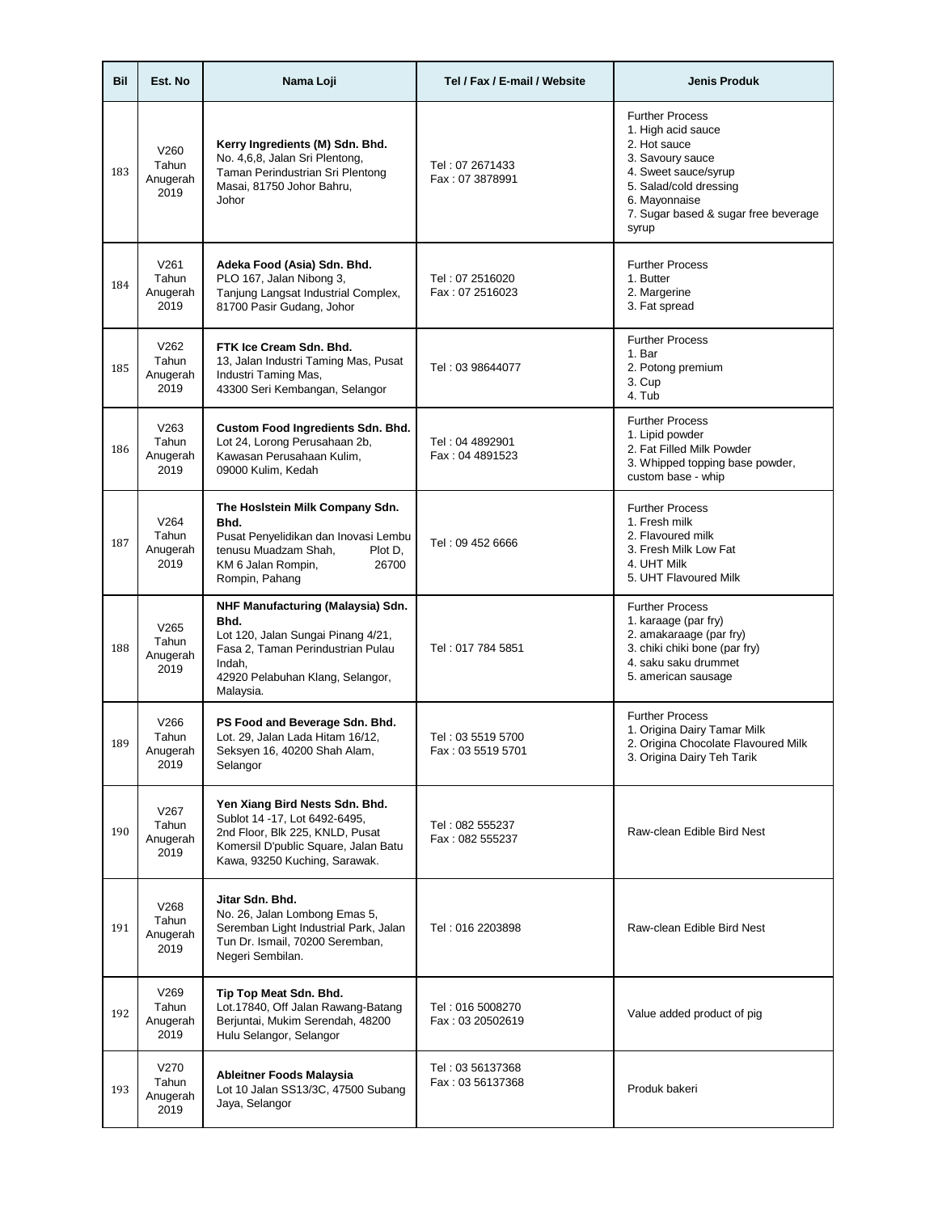| Bil | Est. No | Nama Loji | Tel / Fax / E-mail / Website | Jenis Produk |
|---|---|---|---|---|
| 183 | V260 Tahun Anugerah 2019 | **Kerry Ingredients (M) Sdn. Bhd.** No. 4,6,8, Jalan Sri Plentong, Taman Perindustrian Sri Plentong Masai, 81750 Johor Bahru, Johor | Tel : 07 2671433 Fax : 07 3878991 | Further Process 1. High acid sauce 2. Hot sauce 3. Savoury sauce 4. Sweet sauce/syrup 5. Salad/cold dressing 6. Mayonnaise 7. Sugar based & sugar free beverage syrup |
| 184 | V261 Tahun Anugerah 2019 | **Adeka Food (Asia) Sdn. Bhd.** PLO 167, Jalan Nibong 3, Tanjung Langsat Industrial Complex, 81700 Pasir Gudang, Johor | Tel : 07 2516020 Fax : 07 2516023 | Further Process 1. Butter 2. Margerine 3. Fat spread |
| 185 | V262 Tahun Anugerah 2019 | **FTK Ice Cream Sdn. Bhd.** 13, Jalan Industri Taming Mas, Pusat Industri Taming Mas, 43300 Seri Kembangan, Selangor | Tel : 03 98644077 | Further Process 1. Bar 2. Potong premium 3. Cup 4. Tub |
| 186 | V263 Tahun Anugerah 2019 | **Custom Food Ingredients Sdn. Bhd.** Lot 24, Lorong Perusahaan 2b, Kawasan Perusahaan Kulim, 09000 Kulim, Kedah | Tel : 04 4892901 Fax : 04 4891523 | Further Process 1. Lipid powder 2. Fat Filled Milk Powder 3. Whipped topping base powder, custom base - whip |
| 187 | V264 Tahun Anugerah 2019 | **The Hoslstein Milk Company Sdn. Bhd.** Pusat Penyelidikan dan Inovasi Lembu tenusu Muadzam Shah, Plot D, KM 6 Jalan Rompin, 26700 Rompin, Pahang | Tel : 09 452 6666 | Further Process 1. Fresh milk 2. Flavoured milk 3. Fresh Milk Low Fat 4. UHT Milk 5. UHT Flavoured Milk |
| 188 | V265 Tahun Anugerah 2019 | **NHF Manufacturing (Malaysia) Sdn. Bhd.** Lot 120, Jalan Sungai Pinang 4/21, Fasa 2, Taman Perindustrian Pulau Indah, 42920 Pelabuhan Klang, Selangor, Malaysia. | Tel : 017 784 5851 | Further Process 1. karaage (par fry) 2. amakaraage (par fry) 3. chiki chiki bone (par fry) 4. saku saku drummet 5. american sausage |
| 189 | V266 Tahun Anugerah 2019 | **PS Food and Beverage Sdn. Bhd.** Lot. 29, Jalan Lada Hitam 16/12, Seksyen 16, 40200 Shah Alam, Selangor | Tel : 03 5519 5700 Fax : 03 5519 5701 | Further Process 1. Origina Dairy Tamar Milk 2. Origina Chocolate Flavoured Milk 3. Origina Dairy Teh Tarik |
| 190 | V267 Tahun Anugerah 2019 | **Yen Xiang Bird Nests Sdn. Bhd.** Sublot 14 -17, Lot 6492-6495, 2nd Floor, Blk 225, KNLD, Pusat Komersil D'public Square, Jalan Batu Kawa, 93250 Kuching, Sarawak. | Tel : 082 555237 Fax : 082 555237 | Raw-clean Edible Bird Nest |
| 191 | V268 Tahun Anugerah 2019 | **Jitar Sdn. Bhd.** No. 26, Jalan Lombong Emas 5, Seremban Light Industrial Park, Jalan Tun Dr. Ismail, 70200 Seremban, Negeri Sembilan. | Tel : 016 2203898 | Raw-clean Edible Bird Nest |
| 192 | V269 Tahun Anugerah 2019 | **Tip Top Meat Sdn. Bhd.** Lot.17840, Off Jalan Rawang-Batang Berjuntai, Mukim Serendah, 48200 Hulu Selangor, Selangor | Tel : 016 5008270 Fax : 03 20502619 | Value added product of pig |
| 193 | V270 Tahun Anugerah 2019 | **Ableitner Foods Malaysia** Lot 10 Jalan SS13/3C, 47500 Subang Jaya, Selangor | Tel : 03 56137368 Fax : 03 56137368 | Produk bakeri |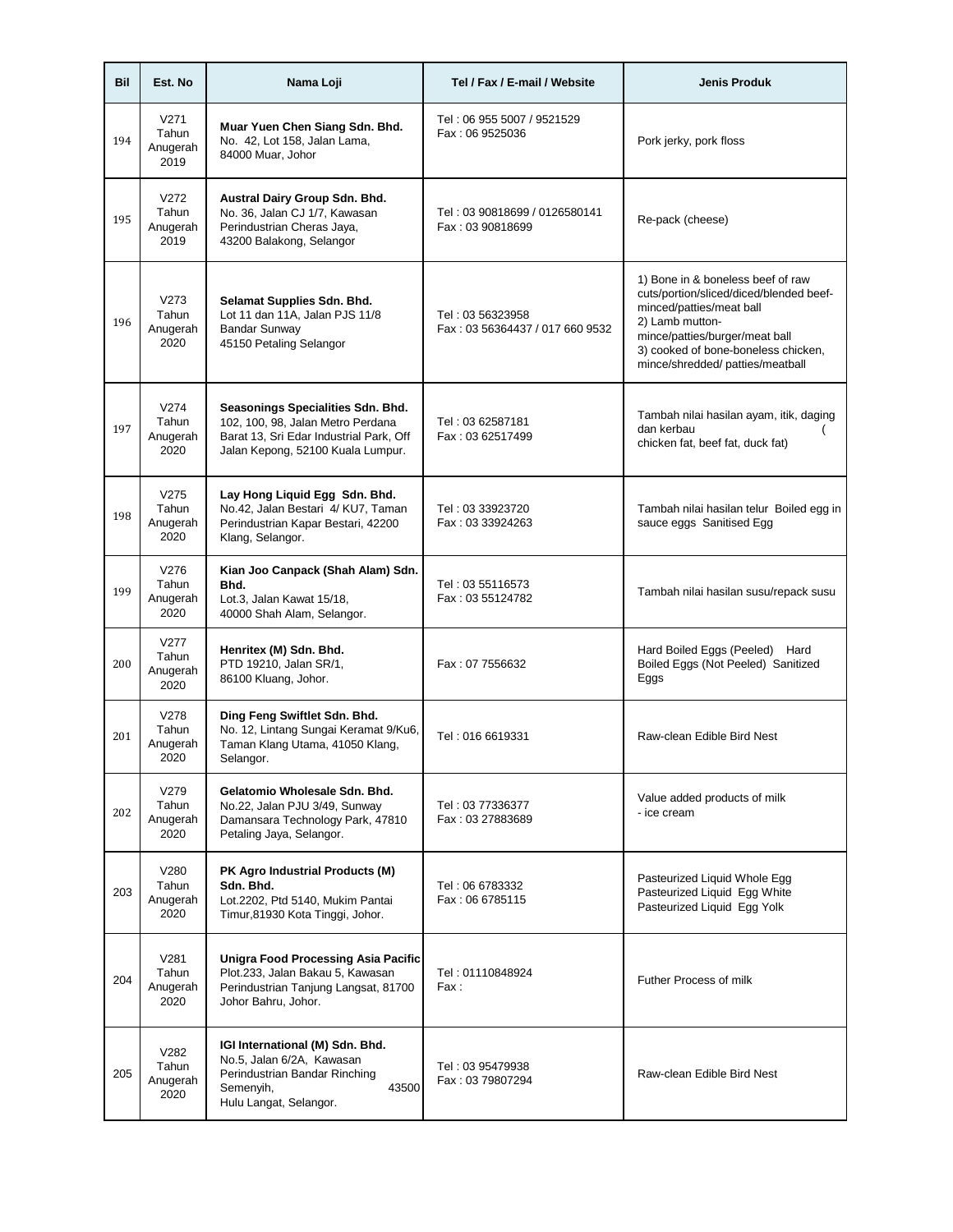| Bil | Est. No | Nama Loji | Tel / Fax / E-mail / Website | Jenis Produk |
|---|---|---|---|---|
| 194 | V271 Tahun Anugerah 2019 | **Muar Yuen Chen Siang Sdn. Bhd.** No. 42, Lot 158, Jalan Lama, 84000 Muar, Johor | Tel : 06 955 5007 / 9521529 Fax : 06 9525036 | Pork jerky, pork floss |
| 195 | V272 Tahun Anugerah 2019 | **Austral Dairy Group Sdn. Bhd.** No. 36, Jalan CJ 1/7, Kawasan Perindustrian Cheras Jaya, 43200 Balakong, Selangor | Tel : 03 90818699 / 0126580141 Fax : 03 90818699 | Re-pack (cheese) |
| 196 | V273 Tahun Anugerah 2020 | **Selamat Supplies Sdn. Bhd.** Lot 11 dan 11A, Jalan PJS 11/8 Bandar Sunway 45150 Petaling Selangor | Tel : 03 56323958 Fax : 03 56364437 / 017 660 9532 | 1) Bone in & boneless beef of raw cuts/portion/sliced/diced/blended beef-minced/patties/meat ball 2) Lamb mutton-mince/patties/burger/meat ball 3) cooked of bone-boneless chicken, mince/shredded/ patties/meatball |
| 197 | V274 Tahun Anugerah 2020 | **Seasonings Specialities Sdn. Bhd.** 102, 100, 98, Jalan Metro Perdana Barat 13, Sri Edar Industrial Park, Off Jalan Kepong, 52100 Kuala Lumpur. | Tel : 03 62587181 Fax : 03 62517499 | Tambah nilai hasilan ayam, itik, daging dan kerbau ( chicken fat, beef fat, duck fat) |
| 198 | V275 Tahun Anugerah 2020 | **Lay Hong Liquid Egg Sdn. Bhd.** No.42, Jalan Bestari 4/ KU7, Taman Perindustrian Kapar Bestari, 42200 Klang, Selangor. | Tel : 03 33923720 Fax : 03 33924263 | Tambah nilai hasilan telur Boiled egg in sauce eggs Sanitised Egg |
| 199 | V276 Tahun Anugerah 2020 | **Kian Joo Canpack (Shah Alam) Sdn. Bhd.** Lot.3, Jalan Kawat 15/18, 40000 Shah Alam, Selangor. | Tel : 03 55116573 Fax : 03 55124782 | Tambah nilai hasilan susu/repack susu |
| 200 | V277 Tahun Anugerah 2020 | **Henritex (M) Sdn. Bhd.** PTD 19210, Jalan SR/1, 86100 Kluang, Johor. | Fax : 07 7556632 | Hard Boiled Eggs (Peeled) Hard Boiled Eggs (Not Peeled) Sanitized Eggs |
| 201 | V278 Tahun Anugerah 2020 | **Ding Feng Swiftlet Sdn. Bhd.** No. 12, Lintang Sungai Keramat 9/Ku6, Taman Klang Utama, 41050 Klang, Selangor. | Tel : 016 6619331 | Raw-clean Edible Bird Nest |
| 202 | V279 Tahun Anugerah 2020 | **Gelatomio Wholesale Sdn. Bhd.** No.22, Jalan PJU 3/49, Sunway Damansara Technology Park, 47810 Petaling Jaya, Selangor. | Tel : 03 77336377 Fax : 03 27883689 | Value added products of milk - ice cream |
| 203 | V280 Tahun Anugerah 2020 | **PK Agro Industrial Products (M) Sdn. Bhd.** Lot.2202, Ptd 5140, Mukim Pantai Timur,81930 Kota Tinggi, Johor. | Tel : 06 6783332 Fax : 06 6785115 | Pasteurized Liquid Whole Egg Pasteurized Liquid Egg White Pasteurized Liquid Egg Yolk |
| 204 | V281 Tahun Anugerah 2020 | **Unigra Food Processing Asia Pacific** Plot.233, Jalan Bakau 5, Kawasan Perindustrian Tanjung Langsat, 81700 Johor Bahru, Johor. | Tel : 01110848924 Fax : | Futher Process of milk |
| 205 | V282 Tahun Anugerah 2020 | **IGI International (M) Sdn. Bhd.** No.5, Jalan 6/2A, Kawasan Perindustrian Bandar Rinching Semenyih, 43500 Hulu Langat, Selangor. | Tel : 03 95479938 Fax : 03 79807294 | Raw-clean Edible Bird Nest |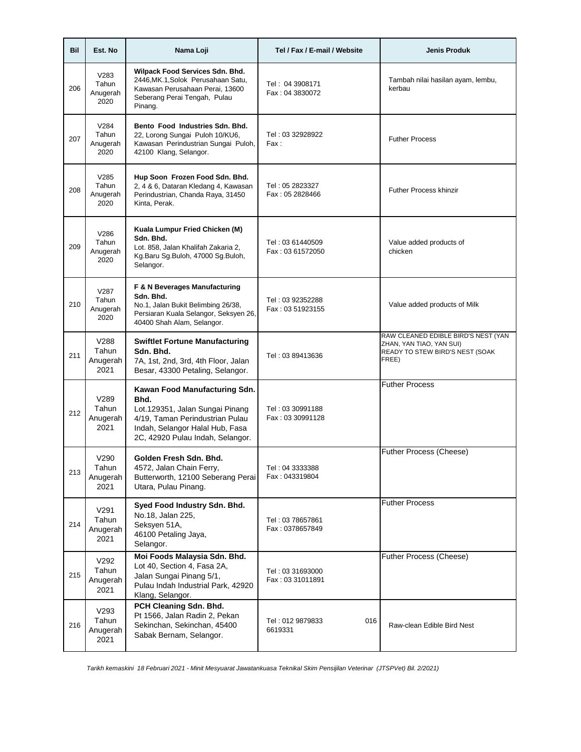| Bil | Est. No | Nama Loji | Tel / Fax / E-mail / Website | Jenis Produk |
|---|---|---|---|---|
| 206 | V283 Tahun Anugerah 2020 | **Wilpack Food Services Sdn. Bhd.** 2446,MK.1,Solok Perusahaan Satu, Kawasan Perusahaan Perai, 13600 Seberang Perai Tengah, Pulau Pinang. | Tel : 04 3908171 Fax : 04 3830072 | Tambah nilai hasilan ayam, lembu, kerbau |
| 207 | V284 Tahun Anugerah 2020 | **Bento Food Industries Sdn. Bhd.** 22, Lorong Sungai Puloh 10/KU6, Kawasan Perindustrian Sungai Puloh, 42100 Klang, Selangor. | Tel : 03 32928922 Fax : | Futher Process |
| 208 | V285 Tahun Anugerah 2020 | **Hup Soon Frozen Food Sdn. Bhd.** 2, 4 & 6, Dataran Kledang 4, Kawasan Perindustrian, Chanda Raya, 31450 Kinta, Perak. | Tel : 05 2823327 Fax : 05 2828466 | Futher Process khinzir |
| 209 | V286 Tahun Anugerah 2020 | **Kuala Lumpur Fried Chicken (M) Sdn. Bhd.** Lot. 858, Jalan Khalifah Zakaria 2, Kg.Baru Sg.Buloh, 47000 Sg.Buloh, Selangor. | Tel : 03 61440509 Fax : 03 61572050 | Value added products of chicken |
| 210 | V287 Tahun Anugerah 2020 | **F & N Beverages Manufacturing Sdn. Bhd.** No.1, Jalan Bukit Belimbing 26/38, Persiaran Kuala Selangor, Seksyen 26, 40400 Shah Alam, Selangor. | Tel : 03 92352288 Fax : 03 51923155 | Value added products of Milk |
| 211 | V288 Tahun Anugerah 2021 | **Swiftlet Fortune Manufacturing Sdn. Bhd.** 7A, 1st, 2nd, 3rd, 4th Floor, Jalan Besar, 43300 Petaling, Selangor. | Tel : 03 89413636 | RAW CLEANED EDIBLE BIRD'S NEST (YAN ZHAN, YAN TIAO, YAN SUI) READY TO STEW BIRD'S NEST (SOAK FREE) |
| 212 | V289 Tahun Anugerah 2021 | **Kawan Food Manufacturing Sdn. Bhd.** Lot.129351, Jalan Sungai Pinang 4/19, Taman Perindustrian Pulau Indah, Selangor Halal Hub, Fasa 2C, 42920 Pulau Indah, Selangor. | Tel : 03 30991188 Fax : 03 30991128 | Futher Process |
| 213 | V290 Tahun Anugerah 2021 | **Golden Fresh Sdn. Bhd.** 4572, Jalan Chain Ferry, Butterworth, 12100 Seberang Perai Utara, Pulau Pinang. | Tel : 04 3333388 Fax : 043319804 | Futher Process (Cheese) |
| 214 | V291 Tahun Anugerah 2021 | **Syed Food Industry Sdn. Bhd.** No.18, Jalan 225, Seksyen 51A, 46100 Petaling Jaya, Selangor. | Tel : 03 78657861 Fax : 0378657849 | Futher Process |
| 215 | V292 Tahun Anugerah 2021 | **Moi Foods Malaysia Sdn. Bhd.** Lot 40, Section 4, Fasa 2A, Jalan Sungai Pinang 5/1, Pulau Indah Industrial Park, 42920 Klang, Selangor. | Tel : 03 31693000 Fax : 03 31011891 | Futher Process (Cheese) |
| 216 | V293 Tahun Anugerah 2021 | **PCH Cleaning Sdn. Bhd.** Pt 1566, Jalan Radin 2, Pekan Sekinchan, Sekinchan, 45400 Sabak Bernam, Selangor. | Tel : 012 9879833 016 6619331 | Raw-clean Edible Bird Nest |

*Tarikh kemaskini 18 Februari 2021 - Minit Mesyuarat Jawatankuasa Teknikal Skim Pensijilan Veterinar (JTSPVet) Bil. 2/2021)*